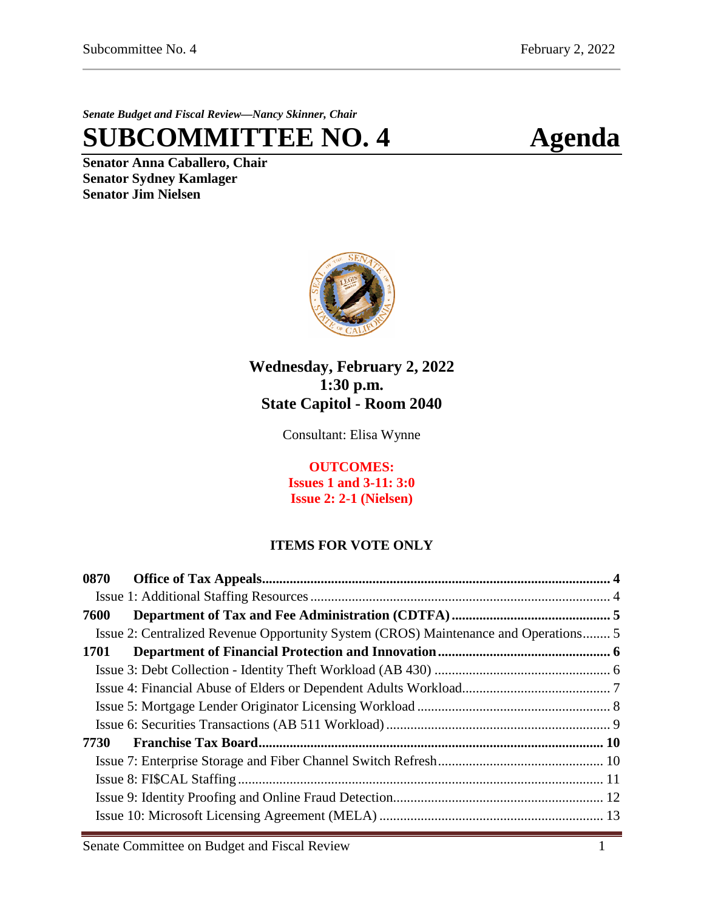*Senate Budget and Fiscal Review—Nancy Skinner, Chair*

# SUBCOMMITTEE NO. 4 Agenda

**Senator Anna Caballero, Chair**
**Senator Sydney Kamlager**
**Senator Jim Nielsen**

**Wednesday, February 2, 2022**
**1:30 p.m.**
**State Capitol - Room 2040**

Consultant: Elisa Wynne

**OUTCOMES:**
**Issues 1 and 3-11: 3:0**
**Issue 2: 2-1 (Nielsen)**

## ITEMS FOR VOTE ONLY

**0870 Office of Tax Appeals** ..... **4**
- Issue 1: Additional Staffing Resources ..... 4

**7600 Department of Tax and Fee Administration (CDTFA)** ..... **5**
- Issue 2: Centralized Revenue Opportunity System (CROS) Maintenance and Operations ..... 5

**1701 Department of Financial Protection and Innovation** ..... **6**
- Issue 3: Debt Collection - Identity Theft Workload (AB 430) ..... 6
- Issue 4: Financial Abuse of Elders or Dependent Adults Workload ..... 7
- Issue 5: Mortgage Lender Originator Licensing Workload ..... 8
- Issue 6: Securities Transactions (AB 511 Workload) ..... 9

**7730 Franchise Tax Board** ..... **10**
- Issue 7: Enterprise Storage and Fiber Channel Switch Refresh ..... 10
- Issue 8: FI$CAL Staffing ..... 11
- Issue 9: Identity Proofing and Online Fraud Detection ..... 12
- Issue 10: Microsoft Licensing Agreement (MELA) ..... 13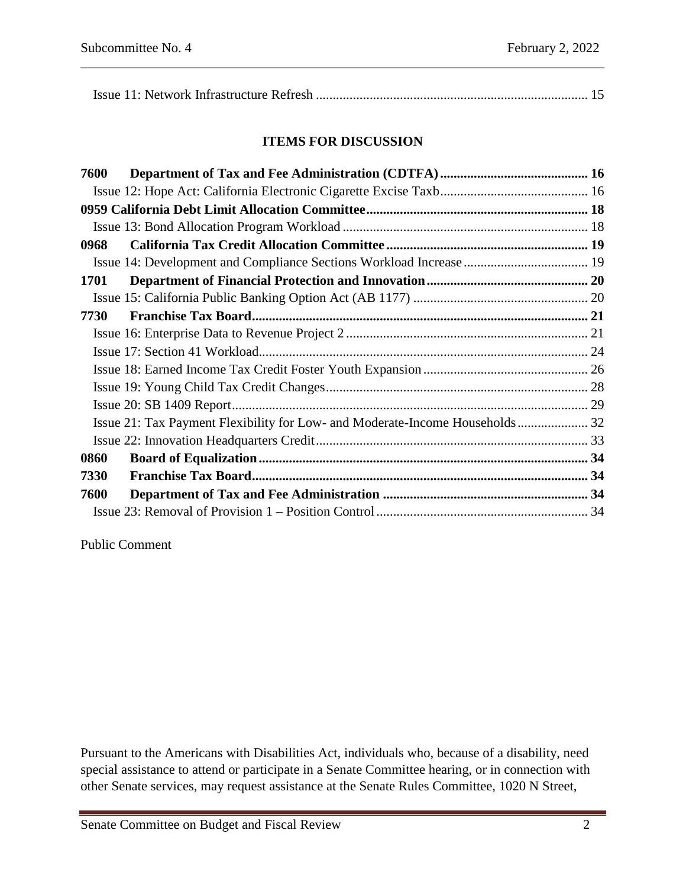Issue 11: Network Infrastructure Refresh ................................................................................ 15

## ITEMS FOR DISCUSSION

**7600 Department of Tax and Fee Administration (CDTFA) ........................................... 16**

Issue 12: Hope Act: California Electronic Cigarette Excise Taxb........................................... 16

**0959 California Debt Limit Allocation Committee................................................................ 18**

Issue 13: Bond Allocation Program Workload ........................................................................ 18

**0968 California Tax Credit Allocation Committee ........................................................... 19**

Issue 14: Development and Compliance Sections Workload Increase .................................... 19

**1701 Department of Financial Protection and Innovation ............................................... 20**

Issue 15: California Public Banking Option Act (AB 1177) ................................................... 20

**7730 Franchise Tax Board.................................................................................................. 21**

Issue 16: Enterprise Data to Revenue Project 2 ....................................................................... 21

Issue 17: Section 41 Workload................................................................................................. 24

Issue 18: Earned Income Tax Credit Foster Youth Expansion ................................................ 26

Issue 19: Young Child Tax Credit Changes............................................................................. 28

Issue 20: SB 1409 Report......................................................................................................... 29

Issue 21: Tax Payment Flexibility for Low- and Moderate-Income Households..................... 32

Issue 22: Innovation Headquarters Credit................................................................................ 33

**0860 Board of Equalization................................................................................................. 34**

**7330 Franchise Tax Board................................................................................................... 34**

**7600 Department of Tax and Fee Administration ............................................................ 34**

Issue 23: Removal of Provision 1 – Position Control .............................................................. 34

Public Comment

Pursuant to the Americans with Disabilities Act, individuals who, because of a disability, need special assistance to attend or participate in a Senate Committee hearing, or in connection with other Senate services, may request assistance at the Senate Rules Committee, 1020 N Street,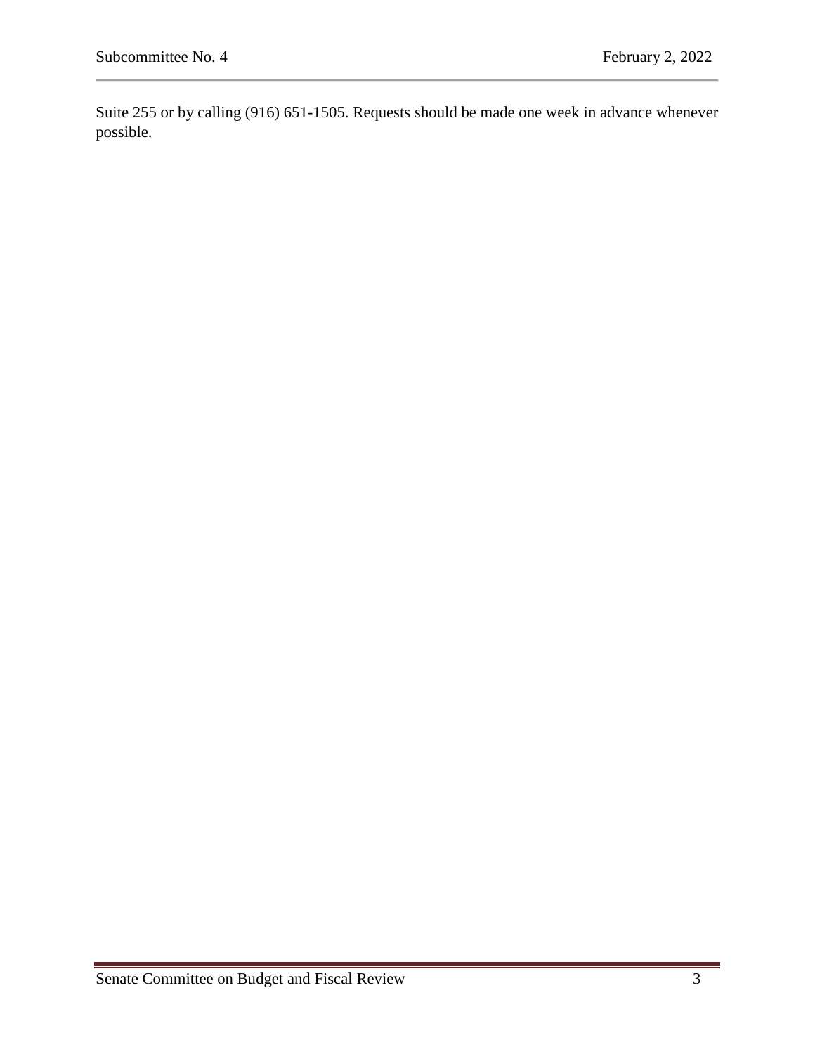Suite 255 or by calling (916) 651-1505. Requests should be made one week in advance whenever possible.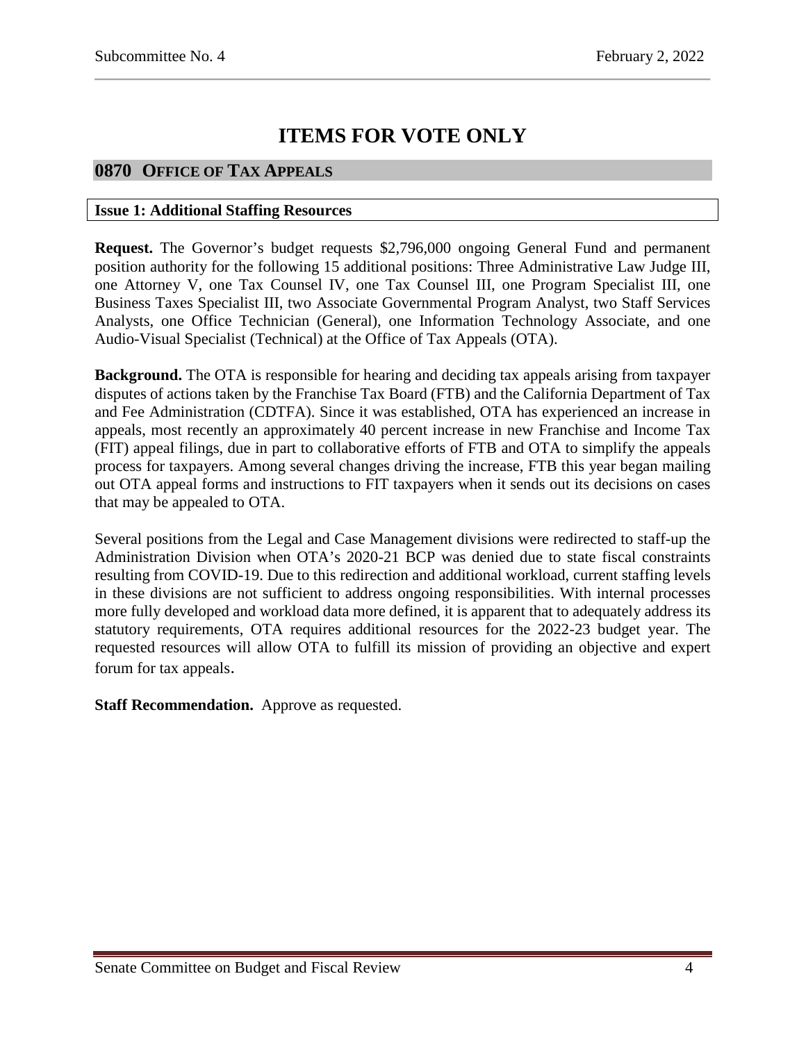# ITEMS FOR VOTE ONLY

## 0870 Office of Tax Appeals

### Issue 1: Additional Staffing Resources

**Request.** The Governor's budget requests $2,796,000 ongoing General Fund and permanent position authority for the following 15 additional positions: Three Administrative Law Judge III, one Attorney V, one Tax Counsel IV, one Tax Counsel III, one Program Specialist III, one Business Taxes Specialist III, two Associate Governmental Program Analyst, two Staff Services Analysts, one Office Technician (General), one Information Technology Associate, and one Audio-Visual Specialist (Technical) at the Office of Tax Appeals (OTA).

**Background.** The OTA is responsible for hearing and deciding tax appeals arising from taxpayer disputes of actions taken by the Franchise Tax Board (FTB) and the California Department of Tax and Fee Administration (CDTFA). Since it was established, OTA has experienced an increase in appeals, most recently an approximately 40 percent increase in new Franchise and Income Tax (FIT) appeal filings, due in part to collaborative efforts of FTB and OTA to simplify the appeals process for taxpayers. Among several changes driving the increase, FTB this year began mailing out OTA appeal forms and instructions to FIT taxpayers when it sends out its decisions on cases that may be appealed to OTA.

Several positions from the Legal and Case Management divisions were redirected to staff-up the Administration Division when OTA's 2020-21 BCP was denied due to state fiscal constraints resulting from COVID-19. Due to this redirection and additional workload, current staffing levels in these divisions are not sufficient to address ongoing responsibilities. With internal processes more fully developed and workload data more defined, it is apparent that to adequately address its statutory requirements, OTA requires additional resources for the 2022-23 budget year. The requested resources will allow OTA to fulfill its mission of providing an objective and expert forum for tax appeals.

**Staff Recommendation.** Approve as requested.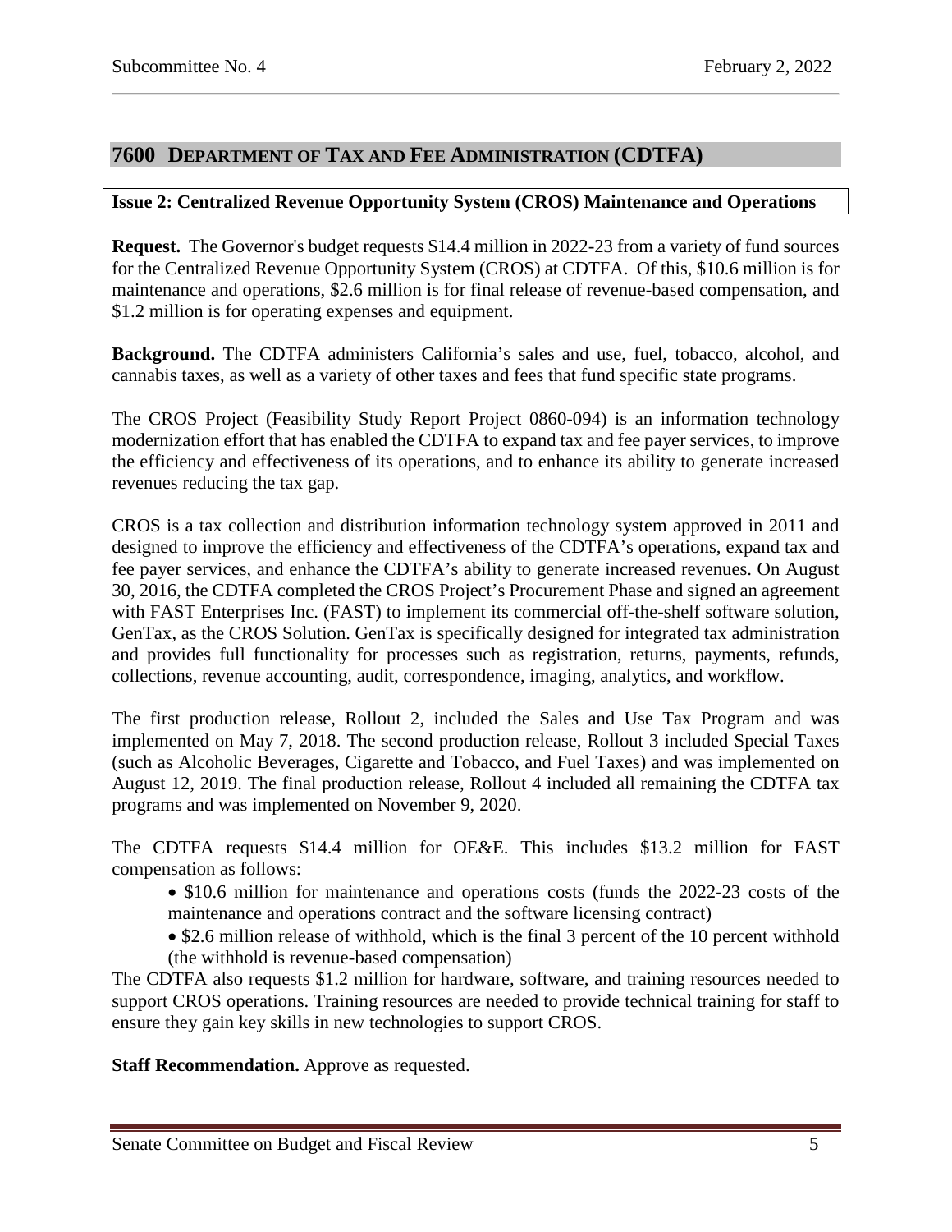## 7600 DEPARTMENT OF TAX AND FEE ADMINISTRATION (CDTFA)

### Issue 2: Centralized Revenue Opportunity System (CROS) Maintenance and Operations

**Request.** The Governor's budget requests $14.4 million in 2022-23 from a variety of fund sources for the Centralized Revenue Opportunity System (CROS) at CDTFA. Of this, $10.6 million is for maintenance and operations, $2.6 million is for final release of revenue-based compensation, and $1.2 million is for operating expenses and equipment.

**Background.** The CDTFA administers California's sales and use, fuel, tobacco, alcohol, and cannabis taxes, as well as a variety of other taxes and fees that fund specific state programs.

The CROS Project (Feasibility Study Report Project 0860-094) is an information technology modernization effort that has enabled the CDTFA to expand tax and fee payer services, to improve the efficiency and effectiveness of its operations, and to enhance its ability to generate increased revenues reducing the tax gap.

CROS is a tax collection and distribution information technology system approved in 2011 and designed to improve the efficiency and effectiveness of the CDTFA's operations, expand tax and fee payer services, and enhance the CDTFA's ability to generate increased revenues. On August 30, 2016, the CDTFA completed the CROS Project's Procurement Phase and signed an agreement with FAST Enterprises Inc. (FAST) to implement its commercial off-the-shelf software solution, GenTax, as the CROS Solution. GenTax is specifically designed for integrated tax administration and provides full functionality for processes such as registration, returns, payments, refunds, collections, revenue accounting, audit, correspondence, imaging, analytics, and workflow.

The first production release, Rollout 2, included the Sales and Use Tax Program and was implemented on May 7, 2018. The second production release, Rollout 3 included Special Taxes (such as Alcoholic Beverages, Cigarette and Tobacco, and Fuel Taxes) and was implemented on August 12, 2019. The final production release, Rollout 4 included all remaining the CDTFA tax programs and was implemented on November 9, 2020.

The CDTFA requests $14.4 million for OE&E. This includes $13.2 million for FAST compensation as follows:

- $10.6 million for maintenance and operations costs (funds the 2022-23 costs of the maintenance and operations contract and the software licensing contract)
- $2.6 million release of withhold, which is the final 3 percent of the 10 percent withhold (the withhold is revenue-based compensation)

The CDTFA also requests $1.2 million for hardware, software, and training resources needed to support CROS operations. Training resources are needed to provide technical training for staff to ensure they gain key skills in new technologies to support CROS.

**Staff Recommendation.** Approve as requested.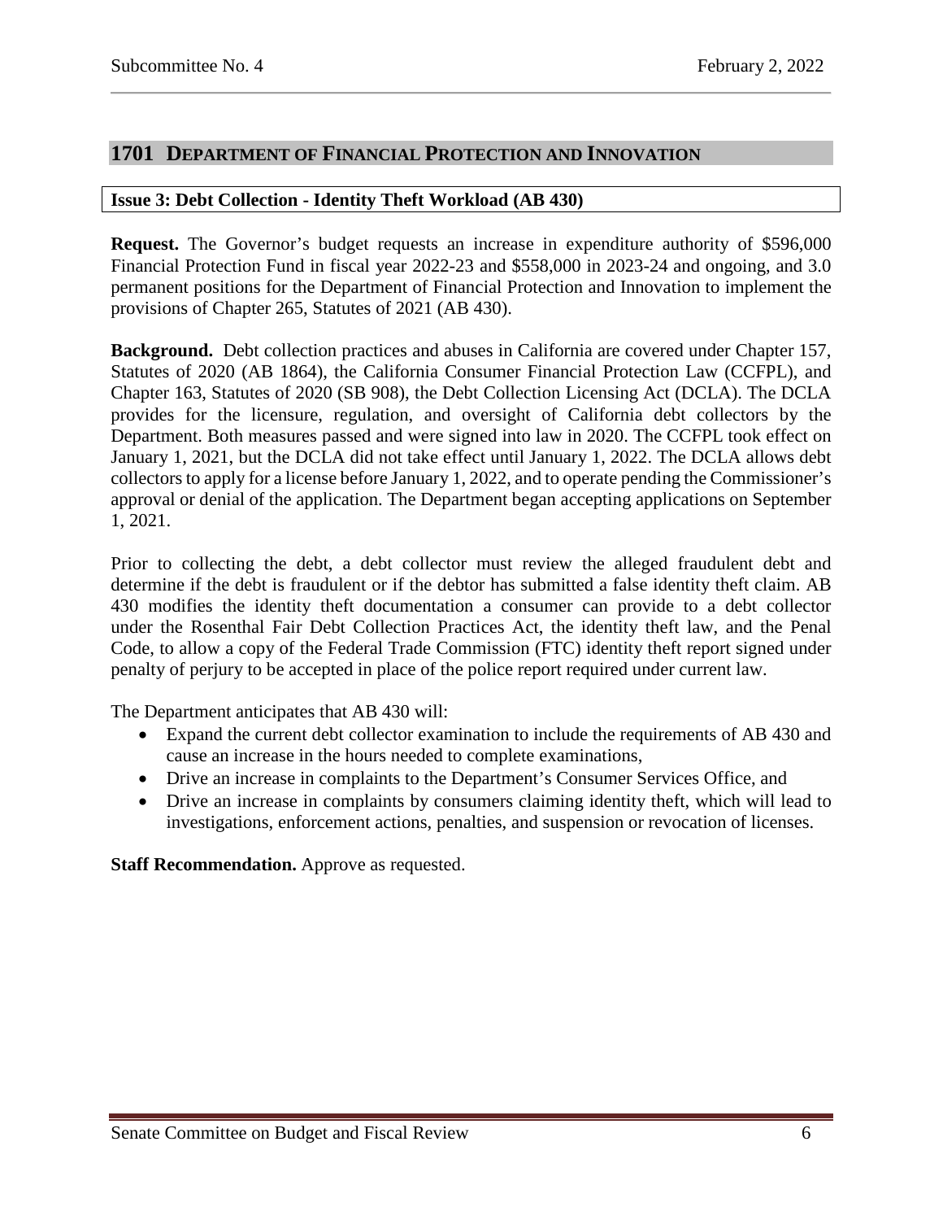## 1701 Department of Financial Protection and Innovation

### Issue 3: Debt Collection - Identity Theft Workload (AB 430)

**Request.** The Governor's budget requests an increase in expenditure authority of $596,000 Financial Protection Fund in fiscal year 2022-23 and $558,000 in 2023-24 and ongoing, and 3.0 permanent positions for the Department of Financial Protection and Innovation to implement the provisions of Chapter 265, Statutes of 2021 (AB 430).

**Background.** Debt collection practices and abuses in California are covered under Chapter 157, Statutes of 2020 (AB 1864), the California Consumer Financial Protection Law (CCFPL), and Chapter 163, Statutes of 2020 (SB 908), the Debt Collection Licensing Act (DCLA). The DCLA provides for the licensure, regulation, and oversight of California debt collectors by the Department. Both measures passed and were signed into law in 2020. The CCFPL took effect on January 1, 2021, but the DCLA did not take effect until January 1, 2022. The DCLA allows debt collectors to apply for a license before January 1, 2022, and to operate pending the Commissioner's approval or denial of the application. The Department began accepting applications on September 1, 2021.

Prior to collecting the debt, a debt collector must review the alleged fraudulent debt and determine if the debt is fraudulent or if the debtor has submitted a false identity theft claim. AB 430 modifies the identity theft documentation a consumer can provide to a debt collector under the Rosenthal Fair Debt Collection Practices Act, the identity theft law, and the Penal Code, to allow a copy of the Federal Trade Commission (FTC) identity theft report signed under penalty of perjury to be accepted in place of the police report required under current law.

The Department anticipates that AB 430 will:

- Expand the current debt collector examination to include the requirements of AB 430 and cause an increase in the hours needed to complete examinations,
- Drive an increase in complaints to the Department's Consumer Services Office, and
- Drive an increase in complaints by consumers claiming identity theft, which will lead to investigations, enforcement actions, penalties, and suspension or revocation of licenses.

**Staff Recommendation.** Approve as requested.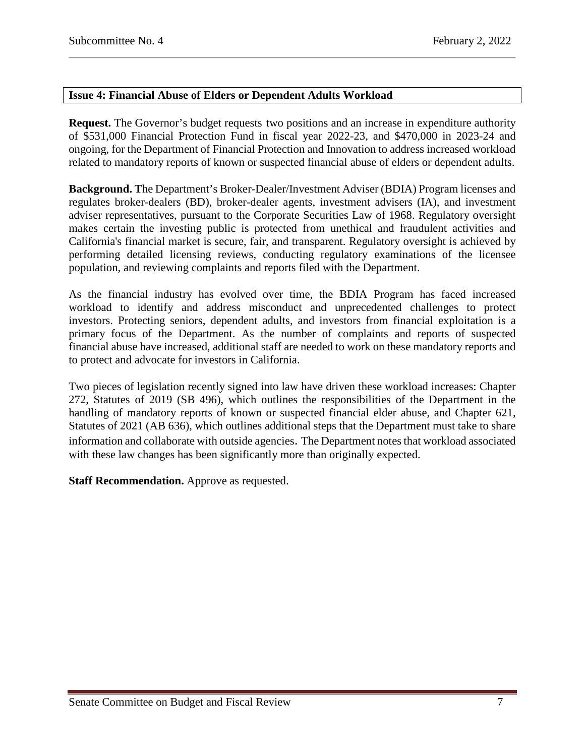## Issue 4: Financial Abuse of Elders or Dependent Adults Workload

**Request.** The Governor's budget requests two positions and an increase in expenditure authority of $531,000 Financial Protection Fund in fiscal year 2022-23, and $470,000 in 2023-24 and ongoing, for the Department of Financial Protection and Innovation to address increased workload related to mandatory reports of known or suspected financial abuse of elders or dependent adults.

**Background. T**he Department's Broker-Dealer/Investment Adviser (BDIA) Program licenses and regulates broker-dealers (BD), broker-dealer agents, investment advisers (IA), and investment adviser representatives, pursuant to the Corporate Securities Law of 1968. Regulatory oversight makes certain the investing public is protected from unethical and fraudulent activities and California's financial market is secure, fair, and transparent. Regulatory oversight is achieved by performing detailed licensing reviews, conducting regulatory examinations of the licensee population, and reviewing complaints and reports filed with the Department.

As the financial industry has evolved over time, the BDIA Program has faced increased workload to identify and address misconduct and unprecedented challenges to protect investors. Protecting seniors, dependent adults, and investors from financial exploitation is a primary focus of the Department. As the number of complaints and reports of suspected financial abuse have increased, additional staff are needed to work on these mandatory reports and to protect and advocate for investors in California.

Two pieces of legislation recently signed into law have driven these workload increases: Chapter 272, Statutes of 2019 (SB 496), which outlines the responsibilities of the Department in the handling of mandatory reports of known or suspected financial elder abuse, and Chapter 621, Statutes of 2021 (AB 636), which outlines additional steps that the Department must take to share information and collaborate with outside agencies. The Department notes that workload associated with these law changes has been significantly more than originally expected.

**Staff Recommendation.** Approve as requested.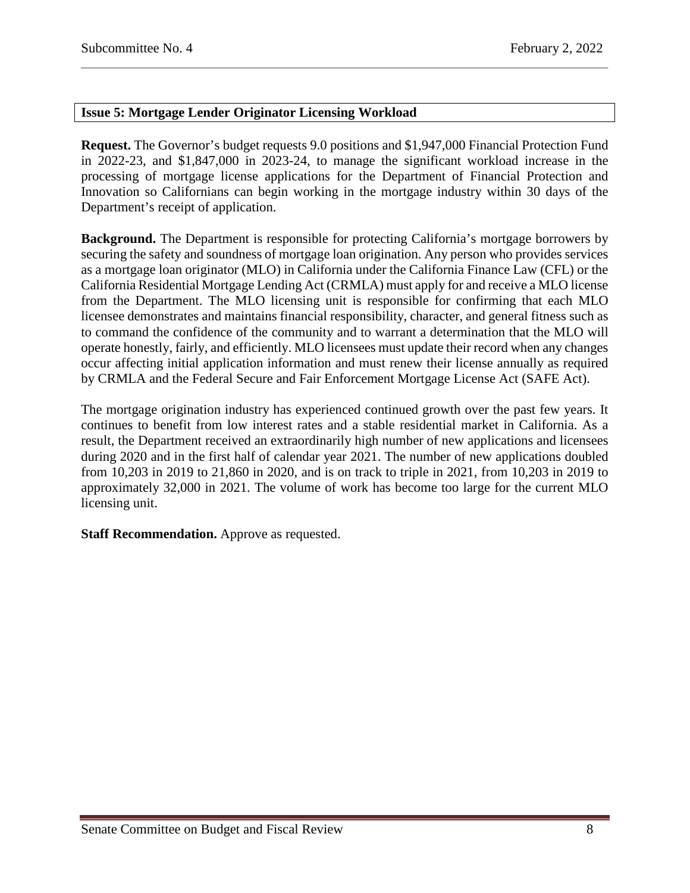### Issue 5: Mortgage Lender Originator Licensing Workload

**Request.** The Governor's budget requests 9.0 positions and $1,947,000 Financial Protection Fund in 2022-23, and $1,847,000 in 2023-24, to manage the significant workload increase in the processing of mortgage license applications for the Department of Financial Protection and Innovation so Californians can begin working in the mortgage industry within 30 days of the Department's receipt of application.

**Background.** The Department is responsible for protecting California's mortgage borrowers by securing the safety and soundness of mortgage loan origination. Any person who provides services as a mortgage loan originator (MLO) in California under the California Finance Law (CFL) or the California Residential Mortgage Lending Act (CRMLA) must apply for and receive a MLO license from the Department. The MLO licensing unit is responsible for confirming that each MLO licensee demonstrates and maintains financial responsibility, character, and general fitness such as to command the confidence of the community and to warrant a determination that the MLO will operate honestly, fairly, and efficiently. MLO licensees must update their record when any changes occur affecting initial application information and must renew their license annually as required by CRMLA and the Federal Secure and Fair Enforcement Mortgage License Act (SAFE Act).

The mortgage origination industry has experienced continued growth over the past few years. It continues to benefit from low interest rates and a stable residential market in California. As a result, the Department received an extraordinarily high number of new applications and licensees during 2020 and in the first half of calendar year 2021. The number of new applications doubled from 10,203 in 2019 to 21,860 in 2020, and is on track to triple in 2021, from 10,203 in 2019 to approximately 32,000 in 2021. The volume of work has become too large for the current MLO licensing unit.

**Staff Recommendation.** Approve as requested.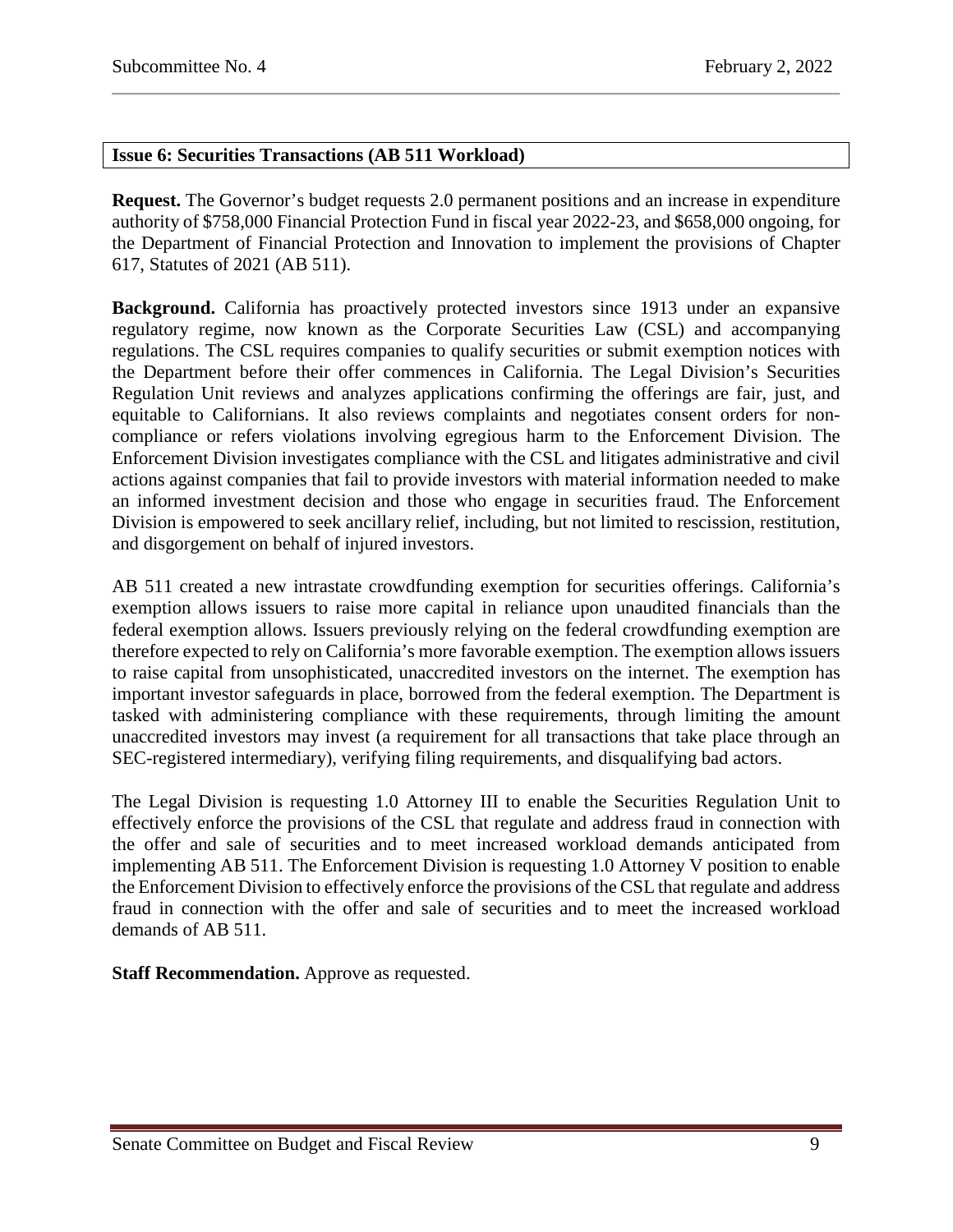### Issue 6: Securities Transactions (AB 511 Workload)

**Request.** The Governor's budget requests 2.0 permanent positions and an increase in expenditure authority of $758,000 Financial Protection Fund in fiscal year 2022-23, and $658,000 ongoing, for the Department of Financial Protection and Innovation to implement the provisions of Chapter 617, Statutes of 2021 (AB 511).

**Background.** California has proactively protected investors since 1913 under an expansive regulatory regime, now known as the Corporate Securities Law (CSL) and accompanying regulations. The CSL requires companies to qualify securities or submit exemption notices with the Department before their offer commences in California. The Legal Division's Securities Regulation Unit reviews and analyzes applications confirming the offerings are fair, just, and equitable to Californians. It also reviews complaints and negotiates consent orders for non-compliance or refers violations involving egregious harm to the Enforcement Division. The Enforcement Division investigates compliance with the CSL and litigates administrative and civil actions against companies that fail to provide investors with material information needed to make an informed investment decision and those who engage in securities fraud. The Enforcement Division is empowered to seek ancillary relief, including, but not limited to rescission, restitution, and disgorgement on behalf of injured investors.

AB 511 created a new intrastate crowdfunding exemption for securities offerings. California's exemption allows issuers to raise more capital in reliance upon unaudited financials than the federal exemption allows. Issuers previously relying on the federal crowdfunding exemption are therefore expected to rely on California's more favorable exemption. The exemption allows issuers to raise capital from unsophisticated, unaccredited investors on the internet. The exemption has important investor safeguards in place, borrowed from the federal exemption. The Department is tasked with administering compliance with these requirements, through limiting the amount unaccredited investors may invest (a requirement for all transactions that take place through an SEC-registered intermediary), verifying filing requirements, and disqualifying bad actors.

The Legal Division is requesting 1.0 Attorney III to enable the Securities Regulation Unit to effectively enforce the provisions of the CSL that regulate and address fraud in connection with the offer and sale of securities and to meet increased workload demands anticipated from implementing AB 511. The Enforcement Division is requesting 1.0 Attorney V position to enable the Enforcement Division to effectively enforce the provisions of the CSL that regulate and address fraud in connection with the offer and sale of securities and to meet the increased workload demands of AB 511.

**Staff Recommendation.** Approve as requested.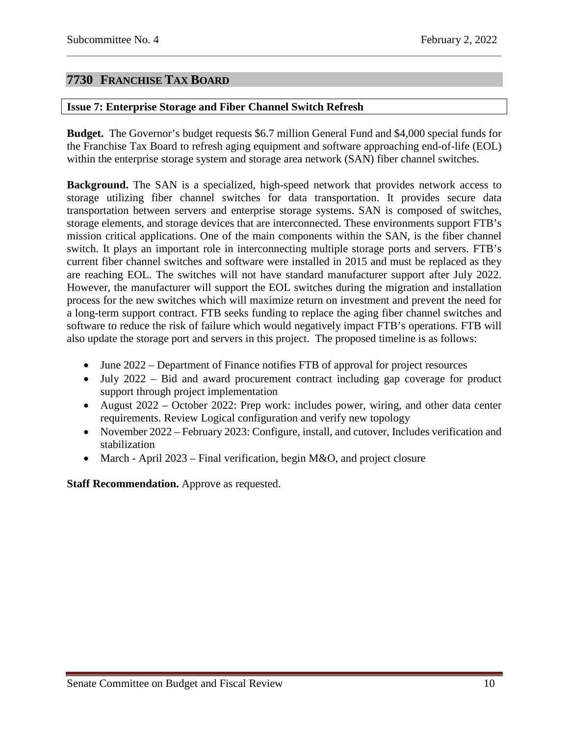## 7730 FRANCHISE TAX BOARD

### Issue 7: Enterprise Storage and Fiber Channel Switch Refresh

**Budget.** The Governor's budget requests $6.7 million General Fund and $4,000 special funds for the Franchise Tax Board to refresh aging equipment and software approaching end-of-life (EOL) within the enterprise storage system and storage area network (SAN) fiber channel switches.

**Background.** The SAN is a specialized, high-speed network that provides network access to storage utilizing fiber channel switches for data transportation. It provides secure data transportation between servers and enterprise storage systems. SAN is composed of switches, storage elements, and storage devices that are interconnected. These environments support FTB's mission critical applications. One of the main components within the SAN, is the fiber channel switch. It plays an important role in interconnecting multiple storage ports and servers. FTB's current fiber channel switches and software were installed in 2015 and must be replaced as they are reaching EOL. The switches will not have standard manufacturer support after July 2022. However, the manufacturer will support the EOL switches during the migration and installation process for the new switches which will maximize return on investment and prevent the need for a long-term support contract. FTB seeks funding to replace the aging fiber channel switches and software to reduce the risk of failure which would negatively impact FTB's operations. FTB will also update the storage port and servers in this project. The proposed timeline is as follows:

- June 2022 – Department of Finance notifies FTB of approval for project resources
- July 2022 – Bid and award procurement contract including gap coverage for product support through project implementation
- August 2022 – October 2022: Prep work: includes power, wiring, and other data center requirements. Review Logical configuration and verify new topology
- November 2022 – February 2023: Configure, install, and cutover, Includes verification and stabilization
- March - April 2023 – Final verification, begin M&O, and project closure

**Staff Recommendation.** Approve as requested.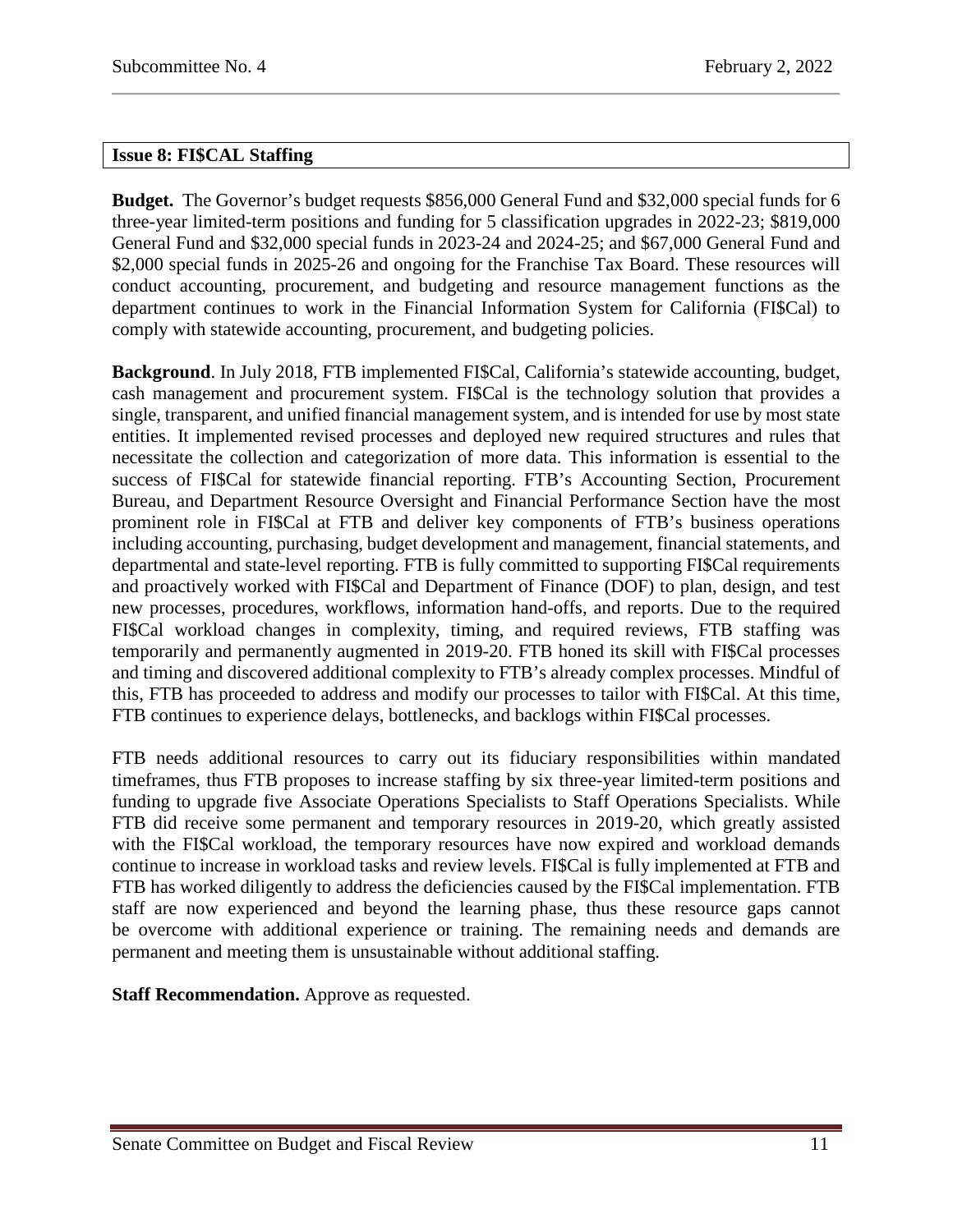## Issue 8: FI$CAL Staffing

**Budget.** The Governor's budget requests $856,000 General Fund and $32,000 special funds for 6 three-year limited-term positions and funding for 5 classification upgrades in 2022-23; $819,000 General Fund and $32,000 special funds in 2023-24 and 2024-25; and $67,000 General Fund and $2,000 special funds in 2025-26 and ongoing for the Franchise Tax Board. These resources will conduct accounting, procurement, and budgeting and resource management functions as the department continues to work in the Financial Information System for California (FI$Cal) to comply with statewide accounting, procurement, and budgeting policies.

**Background**. In July 2018, FTB implemented FI$Cal, California's statewide accounting, budget, cash management and procurement system. FI$Cal is the technology solution that provides a single, transparent, and unified financial management system, and is intended for use by most state entities. It implemented revised processes and deployed new required structures and rules that necessitate the collection and categorization of more data. This information is essential to the success of FI$Cal for statewide financial reporting. FTB's Accounting Section, Procurement Bureau, and Department Resource Oversight and Financial Performance Section have the most prominent role in FI$Cal at FTB and deliver key components of FTB's business operations including accounting, purchasing, budget development and management, financial statements, and departmental and state-level reporting. FTB is fully committed to supporting FI$Cal requirements and proactively worked with FI$Cal and Department of Finance (DOF) to plan, design, and test new processes, procedures, workflows, information hand-offs, and reports. Due to the required FI$Cal workload changes in complexity, timing, and required reviews, FTB staffing was temporarily and permanently augmented in 2019-20. FTB honed its skill with FI$Cal processes and timing and discovered additional complexity to FTB's already complex processes. Mindful of this, FTB has proceeded to address and modify our processes to tailor with FI$Cal. At this time, FTB continues to experience delays, bottlenecks, and backlogs within FI$Cal processes.

FTB needs additional resources to carry out its fiduciary responsibilities within mandated timeframes, thus FTB proposes to increase staffing by six three-year limited-term positions and funding to upgrade five Associate Operations Specialists to Staff Operations Specialists. While FTB did receive some permanent and temporary resources in 2019-20, which greatly assisted with the FI$Cal workload, the temporary resources have now expired and workload demands continue to increase in workload tasks and review levels. FI$Cal is fully implemented at FTB and FTB has worked diligently to address the deficiencies caused by the FI$Cal implementation. FTB staff are now experienced and beyond the learning phase, thus these resource gaps cannot be overcome with additional experience or training. The remaining needs and demands are permanent and meeting them is unsustainable without additional staffing.

**Staff Recommendation.** Approve as requested.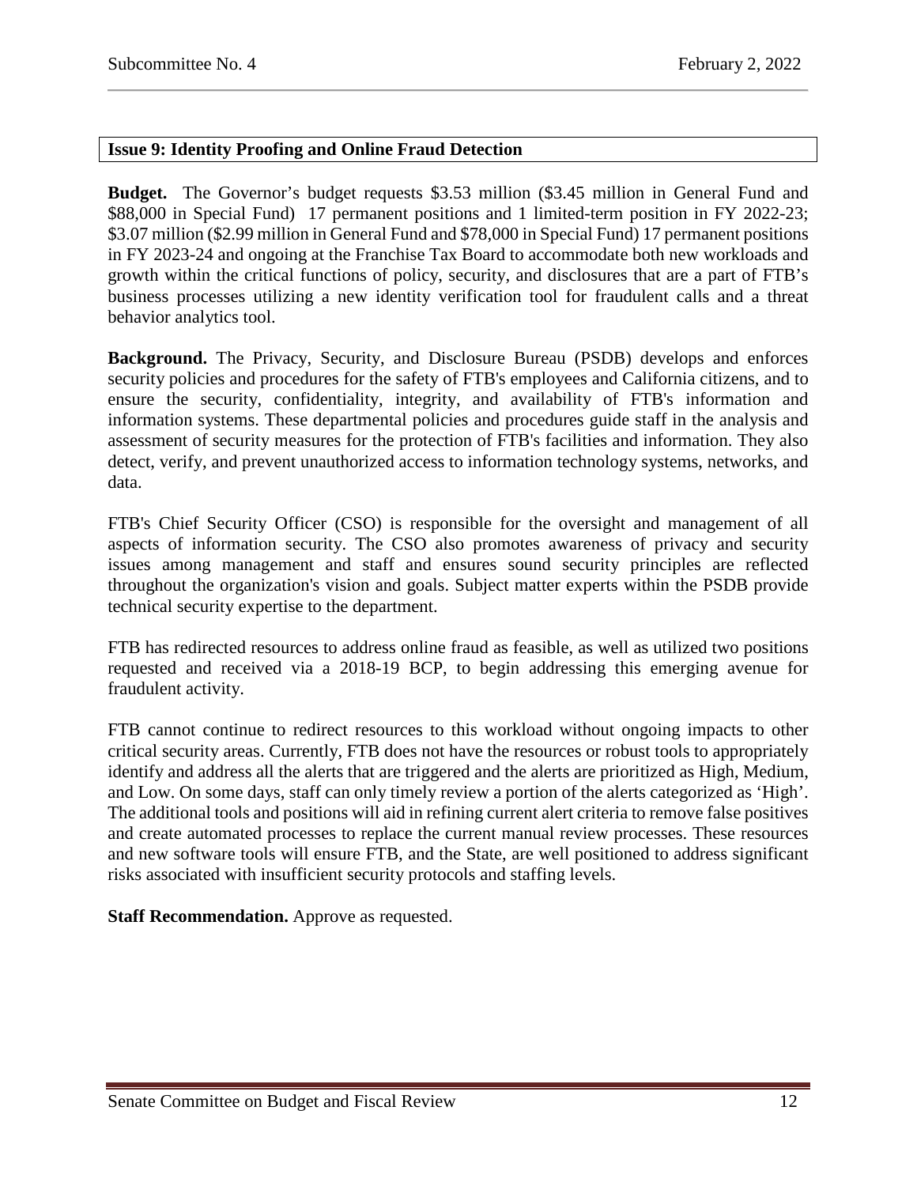## Issue 9: Identity Proofing and Online Fraud Detection

**Budget.** The Governor's budget requests \$3.53 million (\$3.45 million in General Fund and \$88,000 in Special Fund) 17 permanent positions and 1 limited-term position in FY 2022-23; \$3.07 million (\$2.99 million in General Fund and \$78,000 in Special Fund) 17 permanent positions in FY 2023-24 and ongoing at the Franchise Tax Board to accommodate both new workloads and growth within the critical functions of policy, security, and disclosures that are a part of FTB's business processes utilizing a new identity verification tool for fraudulent calls and a threat behavior analytics tool.

**Background.** The Privacy, Security, and Disclosure Bureau (PSDB) develops and enforces security policies and procedures for the safety of FTB's employees and California citizens, and to ensure the security, confidentiality, integrity, and availability of FTB's information and information systems. These departmental policies and procedures guide staff in the analysis and assessment of security measures for the protection of FTB's facilities and information. They also detect, verify, and prevent unauthorized access to information technology systems, networks, and data.

FTB's Chief Security Officer (CSO) is responsible for the oversight and management of all aspects of information security. The CSO also promotes awareness of privacy and security issues among management and staff and ensures sound security principles are reflected throughout the organization's vision and goals. Subject matter experts within the PSDB provide technical security expertise to the department.

FTB has redirected resources to address online fraud as feasible, as well as utilized two positions requested and received via a 2018-19 BCP, to begin addressing this emerging avenue for fraudulent activity.

FTB cannot continue to redirect resources to this workload without ongoing impacts to other critical security areas. Currently, FTB does not have the resources or robust tools to appropriately identify and address all the alerts that are triggered and the alerts are prioritized as High, Medium, and Low. On some days, staff can only timely review a portion of the alerts categorized as 'High'. The additional tools and positions will aid in refining current alert criteria to remove false positives and create automated processes to replace the current manual review processes. These resources and new software tools will ensure FTB, and the State, are well positioned to address significant risks associated with insufficient security protocols and staffing levels.

**Staff Recommendation.** Approve as requested.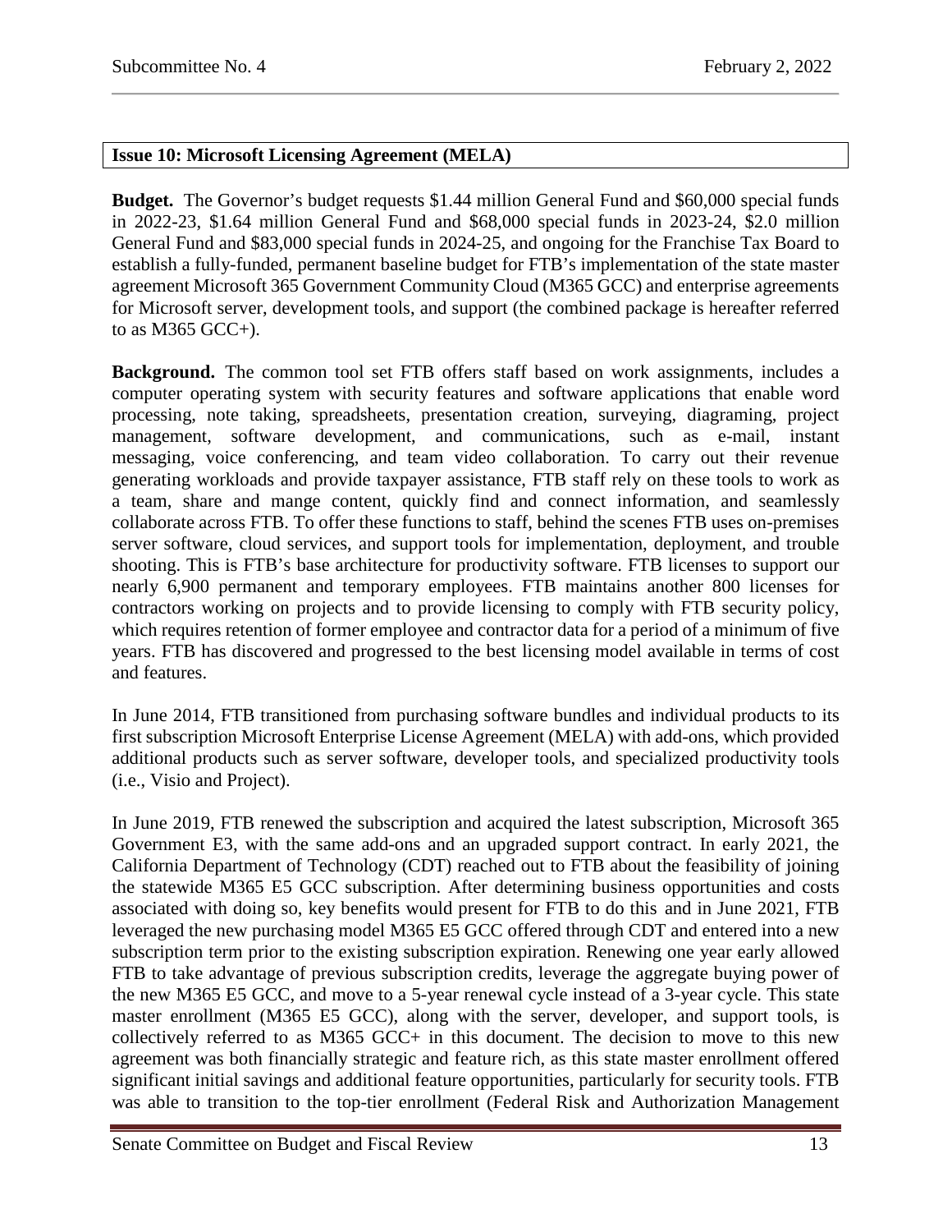**Issue 10: Microsoft Licensing Agreement (MELA)**

**Budget.** The Governor's budget requests $1.44 million General Fund and $60,000 special funds in 2022-23, $1.64 million General Fund and $68,000 special funds in 2023-24, $2.0 million General Fund and $83,000 special funds in 2024-25, and ongoing for the Franchise Tax Board to establish a fully-funded, permanent baseline budget for FTB's implementation of the state master agreement Microsoft 365 Government Community Cloud (M365 GCC) and enterprise agreements for Microsoft server, development tools, and support (the combined package is hereafter referred to as M365 GCC+).

**Background.** The common tool set FTB offers staff based on work assignments, includes a computer operating system with security features and software applications that enable word processing, note taking, spreadsheets, presentation creation, surveying, diagraming, project management, software development, and communications, such as e-mail, instant messaging, voice conferencing, and team video collaboration. To carry out their revenue generating workloads and provide taxpayer assistance, FTB staff rely on these tools to work as a team, share and mange content, quickly find and connect information, and seamlessly collaborate across FTB. To offer these functions to staff, behind the scenes FTB uses on-premises server software, cloud services, and support tools for implementation, deployment, and trouble shooting. This is FTB's base architecture for productivity software. FTB licenses to support our nearly 6,900 permanent and temporary employees. FTB maintains another 800 licenses for contractors working on projects and to provide licensing to comply with FTB security policy, which requires retention of former employee and contractor data for a period of a minimum of five years. FTB has discovered and progressed to the best licensing model available in terms of cost and features.

In June 2014, FTB transitioned from purchasing software bundles and individual products to its first subscription Microsoft Enterprise License Agreement (MELA) with add-ons, which provided additional products such as server software, developer tools, and specialized productivity tools (i.e., Visio and Project).

In June 2019, FTB renewed the subscription and acquired the latest subscription, Microsoft 365 Government E3, with the same add-ons and an upgraded support contract. In early 2021, the California Department of Technology (CDT) reached out to FTB about the feasibility of joining the statewide M365 E5 GCC subscription. After determining business opportunities and costs associated with doing so, key benefits would present for FTB to do this and in June 2021, FTB leveraged the new purchasing model M365 E5 GCC offered through CDT and entered into a new subscription term prior to the existing subscription expiration. Renewing one year early allowed FTB to take advantage of previous subscription credits, leverage the aggregate buying power of the new M365 E5 GCC, and move to a 5-year renewal cycle instead of a 3-year cycle. This state master enrollment (M365 E5 GCC), along with the server, developer, and support tools, is collectively referred to as M365 GCC+ in this document. The decision to move to this new agreement was both financially strategic and feature rich, as this state master enrollment offered significant initial savings and additional feature opportunities, particularly for security tools. FTB was able to transition to the top-tier enrollment (Federal Risk and Authorization Management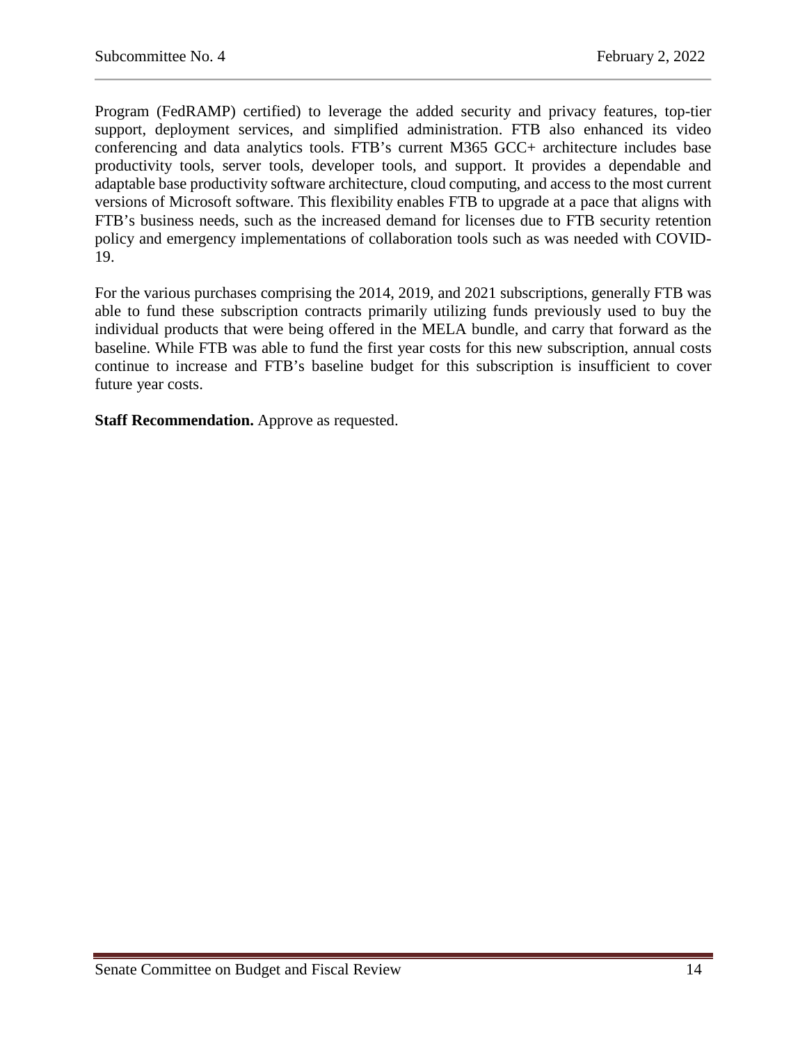Program (FedRAMP) certified) to leverage the added security and privacy features, top-tier support, deployment services, and simplified administration. FTB also enhanced its video conferencing and data analytics tools. FTB's current M365 GCC+ architecture includes base productivity tools, server tools, developer tools, and support. It provides a dependable and adaptable base productivity software architecture, cloud computing, and access to the most current versions of Microsoft software. This flexibility enables FTB to upgrade at a pace that aligns with FTB's business needs, such as the increased demand for licenses due to FTB security retention policy and emergency implementations of collaboration tools such as was needed with COVID-19.

For the various purchases comprising the 2014, 2019, and 2021 subscriptions, generally FTB was able to fund these subscription contracts primarily utilizing funds previously used to buy the individual products that were being offered in the MELA bundle, and carry that forward as the baseline. While FTB was able to fund the first year costs for this new subscription, annual costs continue to increase and FTB's baseline budget for this subscription is insufficient to cover future year costs.

**Staff Recommendation.** Approve as requested.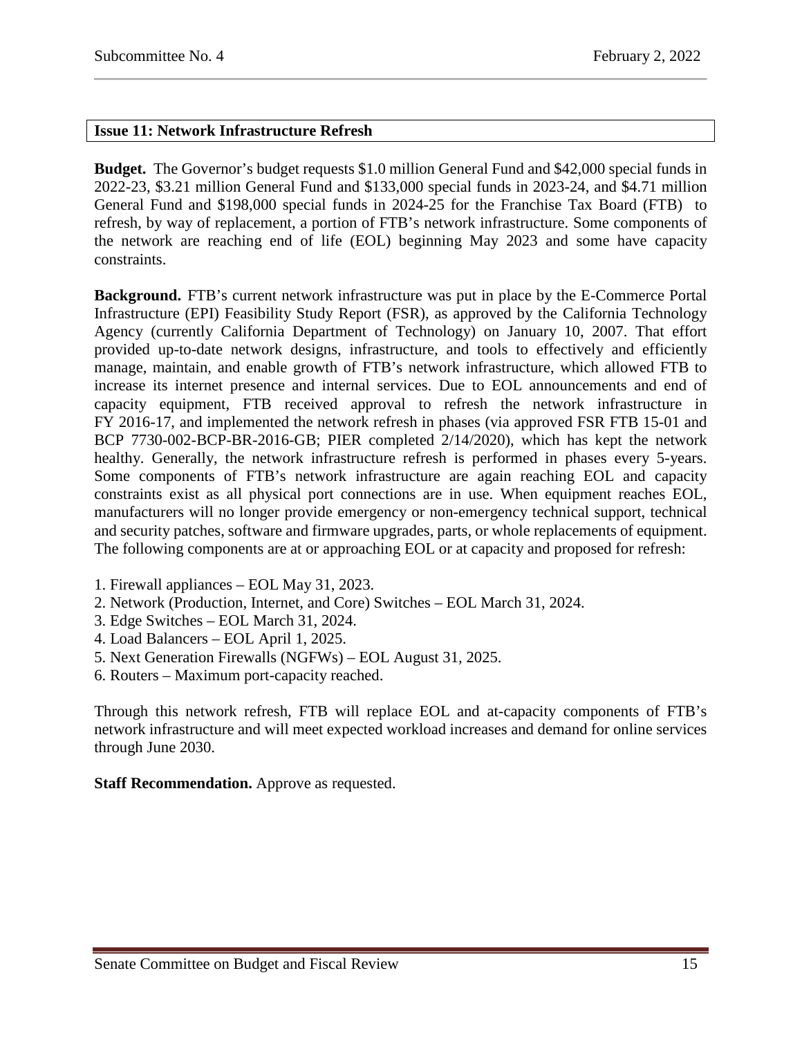### Issue 11: Network Infrastructure Refresh

**Budget.** The Governor's budget requests \$1.0 million General Fund and \$42,000 special funds in 2022-23, \$3.21 million General Fund and \$133,000 special funds in 2023-24, and \$4.71 million General Fund and \$198,000 special funds in 2024-25 for the Franchise Tax Board (FTB) to refresh, by way of replacement, a portion of FTB's network infrastructure. Some components of the network are reaching end of life (EOL) beginning May 2023 and some have capacity constraints.

**Background.** FTB's current network infrastructure was put in place by the E-Commerce Portal Infrastructure (EPI) Feasibility Study Report (FSR), as approved by the California Technology Agency (currently California Department of Technology) on January 10, 2007. That effort provided up-to-date network designs, infrastructure, and tools to effectively and efficiently manage, maintain, and enable growth of FTB's network infrastructure, which allowed FTB to increase its internet presence and internal services. Due to EOL announcements and end of capacity equipment, FTB received approval to refresh the network infrastructure in FY 2016-17, and implemented the network refresh in phases (via approved FSR FTB 15-01 and BCP 7730-002-BCP-BR-2016-GB; PIER completed 2/14/2020), which has kept the network healthy. Generally, the network infrastructure refresh is performed in phases every 5-years. Some components of FTB's network infrastructure are again reaching EOL and capacity constraints exist as all physical port connections are in use. When equipment reaches EOL, manufacturers will no longer provide emergency or non-emergency technical support, technical and security patches, software and firmware upgrades, parts, or whole replacements of equipment. The following components are at or approaching EOL or at capacity and proposed for refresh:

1. Firewall appliances – EOL May 31, 2023.
2. Network (Production, Internet, and Core) Switches – EOL March 31, 2024.
3. Edge Switches – EOL March 31, 2024.
4. Load Balancers – EOL April 1, 2025.
5. Next Generation Firewalls (NGFWs) – EOL August 31, 2025.
6. Routers – Maximum port-capacity reached.

Through this network refresh, FTB will replace EOL and at-capacity components of FTB's network infrastructure and will meet expected workload increases and demand for online services through June 2030.

**Staff Recommendation.** Approve as requested.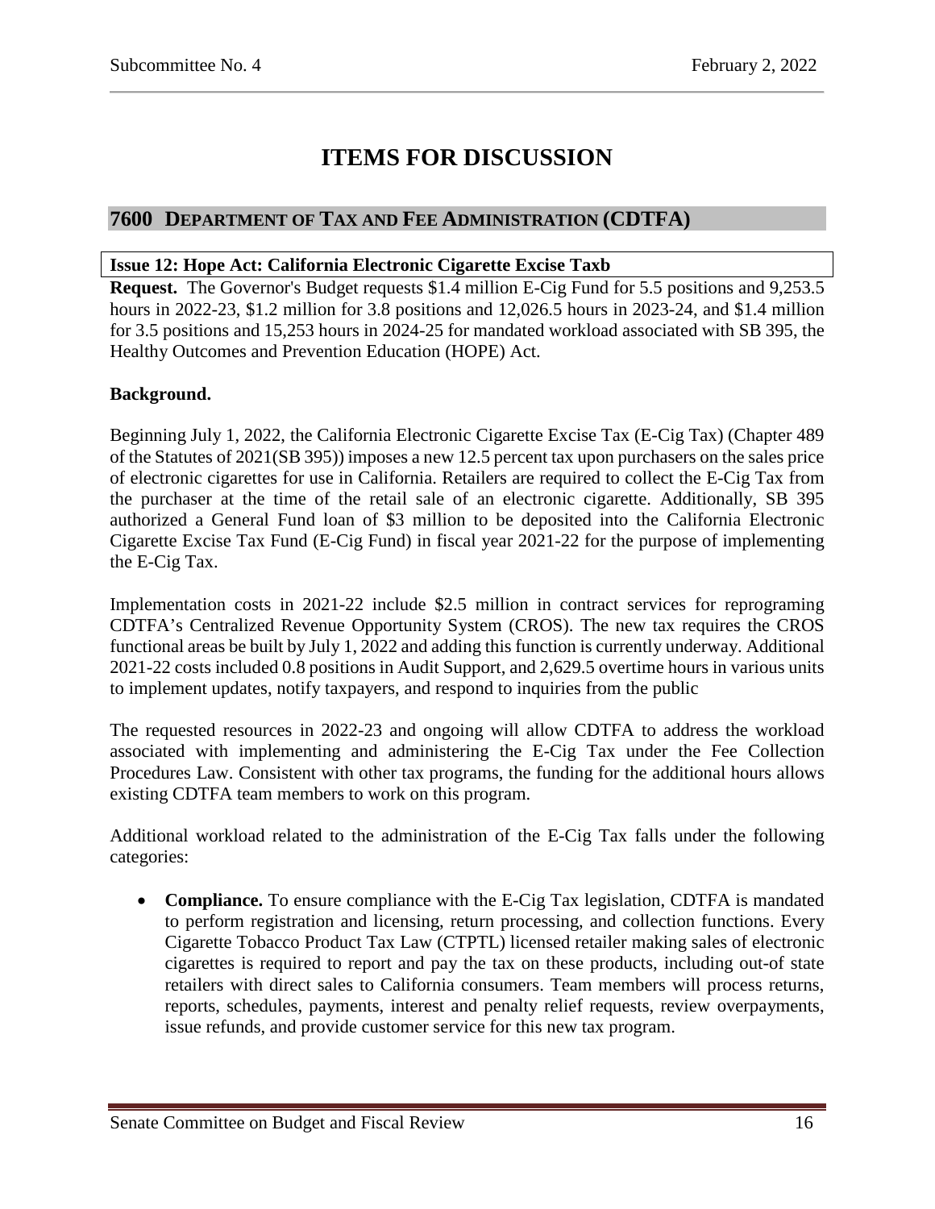# ITEMS FOR DISCUSSION

## 7600 DEPARTMENT OF TAX AND FEE ADMINISTRATION (CDTFA)

### Issue 12: Hope Act: California Electronic Cigarette Excise Taxb

**Request.** The Governor's Budget requests $1.4 million E-Cig Fund for 5.5 positions and 9,253.5 hours in 2022-23, $1.2 million for 3.8 positions and 12,026.5 hours in 2023-24, and $1.4 million for 3.5 positions and 15,253 hours in 2024-25 for mandated workload associated with SB 395, the Healthy Outcomes and Prevention Education (HOPE) Act.

**Background.**

Beginning July 1, 2022, the California Electronic Cigarette Excise Tax (E-Cig Tax) (Chapter 489 of the Statutes of 2021(SB 395)) imposes a new 12.5 percent tax upon purchasers on the sales price of electronic cigarettes for use in California. Retailers are required to collect the E-Cig Tax from the purchaser at the time of the retail sale of an electronic cigarette. Additionally, SB 395 authorized a General Fund loan of $3 million to be deposited into the California Electronic Cigarette Excise Tax Fund (E-Cig Fund) in fiscal year 2021-22 for the purpose of implementing the E-Cig Tax.

Implementation costs in 2021-22 include $2.5 million in contract services for reprograming CDTFA's Centralized Revenue Opportunity System (CROS). The new tax requires the CROS functional areas be built by July 1, 2022 and adding this function is currently underway. Additional 2021-22 costs included 0.8 positions in Audit Support, and 2,629.5 overtime hours in various units to implement updates, notify taxpayers, and respond to inquiries from the public

The requested resources in 2022-23 and ongoing will allow CDTFA to address the workload associated with implementing and administering the E-Cig Tax under the Fee Collection Procedures Law. Consistent with other tax programs, the funding for the additional hours allows existing CDTFA team members to work on this program.

Additional workload related to the administration of the E-Cig Tax falls under the following categories:

- **Compliance.** To ensure compliance with the E-Cig Tax legislation, CDTFA is mandated to perform registration and licensing, return processing, and collection functions. Every Cigarette Tobacco Product Tax Law (CTPTL) licensed retailer making sales of electronic cigarettes is required to report and pay the tax on these products, including out-of state retailers with direct sales to California consumers. Team members will process returns, reports, schedules, payments, interest and penalty relief requests, review overpayments, issue refunds, and provide customer service for this new tax program.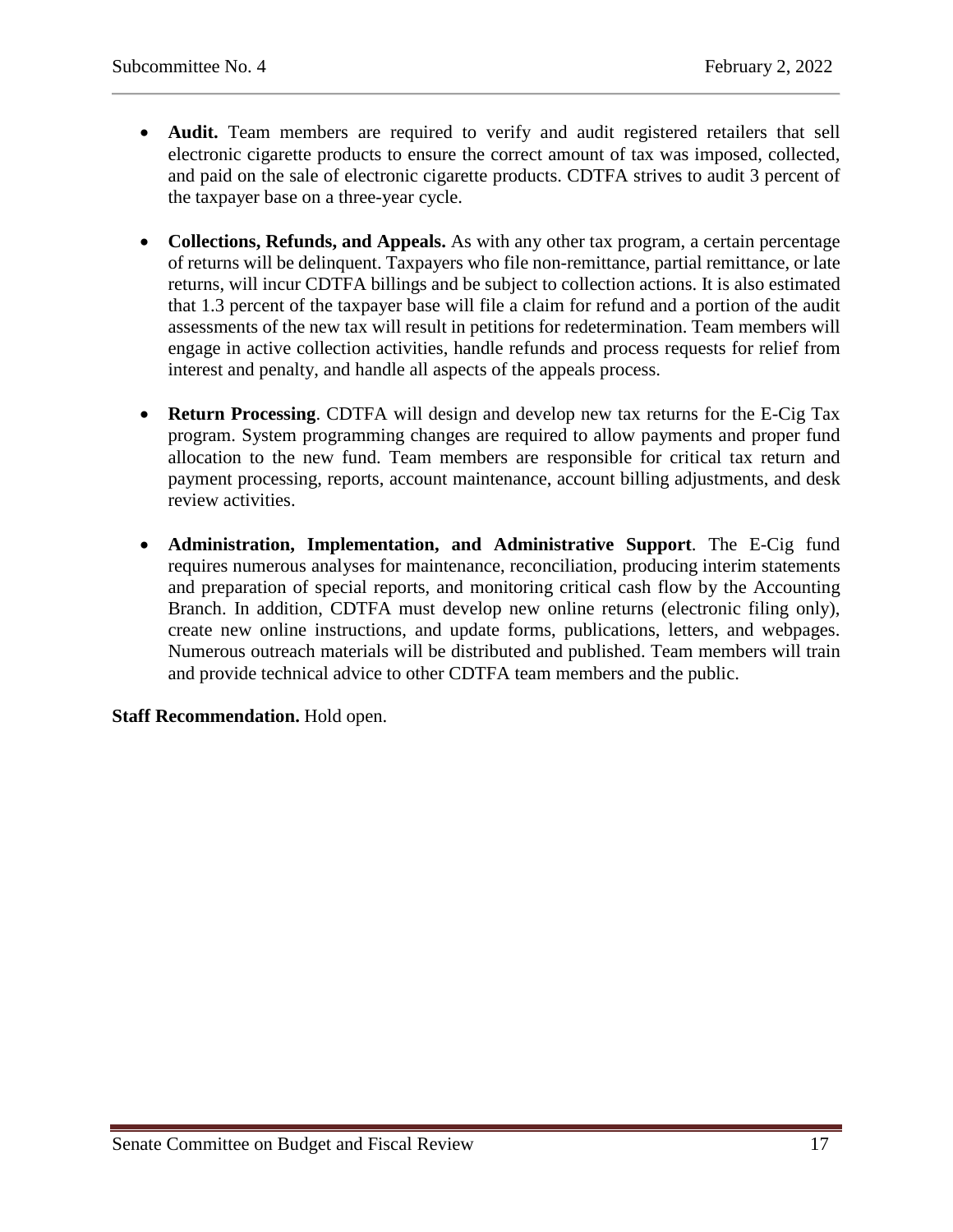- **Audit.** Team members are required to verify and audit registered retailers that sell electronic cigarette products to ensure the correct amount of tax was imposed, collected, and paid on the sale of electronic cigarette products. CDTFA strives to audit 3 percent of the taxpayer base on a three-year cycle.

- **Collections, Refunds, and Appeals.** As with any other tax program, a certain percentage of returns will be delinquent. Taxpayers who file non-remittance, partial remittance, or late returns, will incur CDTFA billings and be subject to collection actions. It is also estimated that 1.3 percent of the taxpayer base will file a claim for refund and a portion of the audit assessments of the new tax will result in petitions for redetermination. Team members will engage in active collection activities, handle refunds and process requests for relief from interest and penalty, and handle all aspects of the appeals process.

- **Return Processing**. CDTFA will design and develop new tax returns for the E-Cig Tax program. System programming changes are required to allow payments and proper fund allocation to the new fund. Team members are responsible for critical tax return and payment processing, reports, account maintenance, account billing adjustments, and desk review activities.

- **Administration, Implementation, and Administrative Support**. The E-Cig fund requires numerous analyses for maintenance, reconciliation, producing interim statements and preparation of special reports, and monitoring critical cash flow by the Accounting Branch. In addition, CDTFA must develop new online returns (electronic filing only), create new online instructions, and update forms, publications, letters, and webpages. Numerous outreach materials will be distributed and published. Team members will train and provide technical advice to other CDTFA team members and the public.

**Staff Recommendation.** Hold open.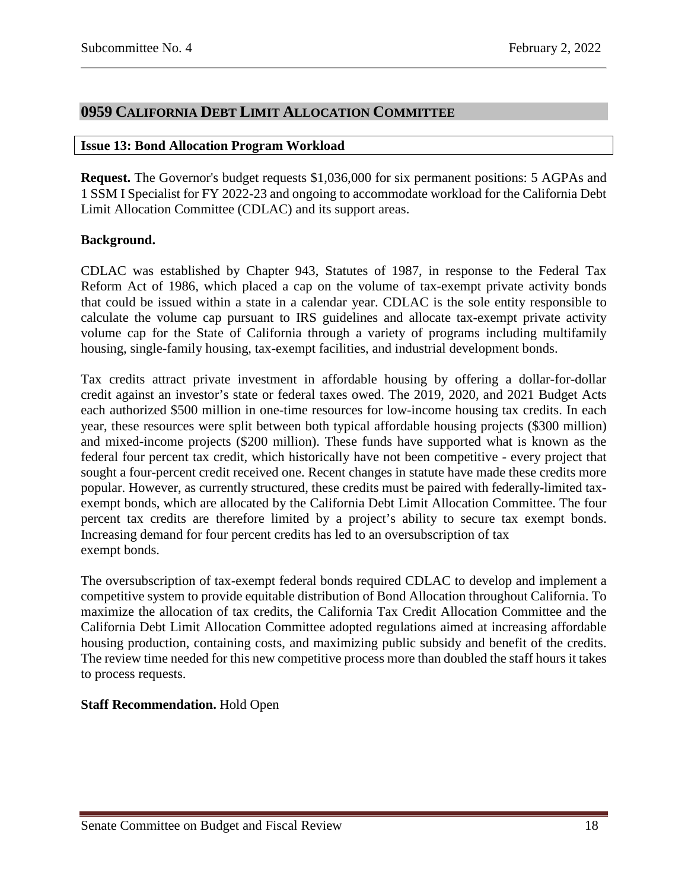## 0959 California Debt Limit Allocation Committee

### Issue 13: Bond Allocation Program Workload

**Request.** The Governor's budget requests $1,036,000 for six permanent positions: 5 AGPAs and 1 SSM I Specialist for FY 2022-23 and ongoing to accommodate workload for the California Debt Limit Allocation Committee (CDLAC) and its support areas.

**Background.**

CDLAC was established by Chapter 943, Statutes of 1987, in response to the Federal Tax Reform Act of 1986, which placed a cap on the volume of tax-exempt private activity bonds that could be issued within a state in a calendar year. CDLAC is the sole entity responsible to calculate the volume cap pursuant to IRS guidelines and allocate tax-exempt private activity volume cap for the State of California through a variety of programs including multifamily housing, single-family housing, tax-exempt facilities, and industrial development bonds.

Tax credits attract private investment in affordable housing by offering a dollar-for-dollar credit against an investor's state or federal taxes owed. The 2019, 2020, and 2021 Budget Acts each authorized $500 million in one-time resources for low-income housing tax credits. In each year, these resources were split between both typical affordable housing projects ($300 million) and mixed-income projects ($200 million). These funds have supported what is known as the federal four percent tax credit, which historically have not been competitive - every project that sought a four-percent credit received one. Recent changes in statute have made these credits more popular. However, as currently structured, these credits must be paired with federally-limited tax-exempt bonds, which are allocated by the California Debt Limit Allocation Committee. The four percent tax credits are therefore limited by a project's ability to secure tax exempt bonds. Increasing demand for four percent credits has led to an oversubscription of tax exempt bonds.

The oversubscription of tax-exempt federal bonds required CDLAC to develop and implement a competitive system to provide equitable distribution of Bond Allocation throughout California. To maximize the allocation of tax credits, the California Tax Credit Allocation Committee and the California Debt Limit Allocation Committee adopted regulations aimed at increasing affordable housing production, containing costs, and maximizing public subsidy and benefit of the credits. The review time needed for this new competitive process more than doubled the staff hours it takes to process requests.

**Staff Recommendation.** Hold Open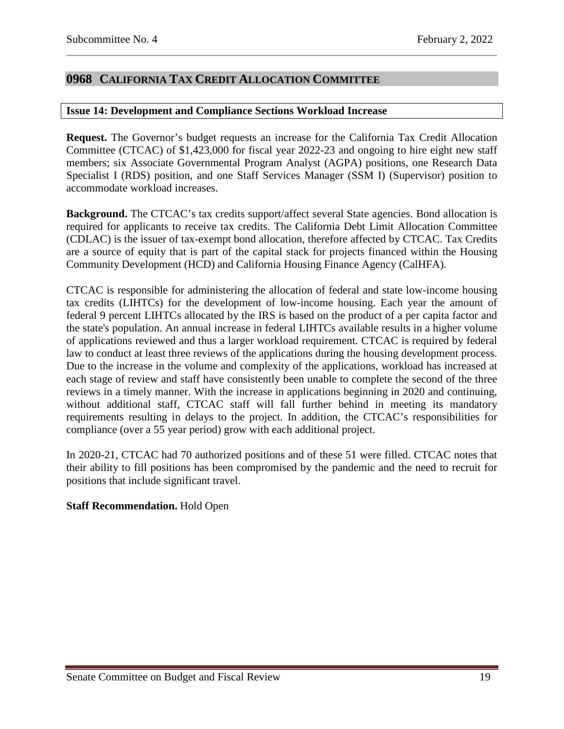## 0968 CALIFORNIA TAX CREDIT ALLOCATION COMMITTEE

### Issue 14: Development and Compliance Sections Workload Increase

**Request.** The Governor's budget requests an increase for the California Tax Credit Allocation Committee (CTCAC) of $1,423,000 for fiscal year 2022-23 and ongoing to hire eight new staff members; six Associate Governmental Program Analyst (AGPA) positions, one Research Data Specialist I (RDS) position, and one Staff Services Manager (SSM I) (Supervisor) position to accommodate workload increases.

**Background.** The CTCAC's tax credits support/affect several State agencies. Bond allocation is required for applicants to receive tax credits. The California Debt Limit Allocation Committee (CDLAC) is the issuer of tax-exempt bond allocation, therefore affected by CTCAC. Tax Credits are a source of equity that is part of the capital stack for projects financed within the Housing Community Development (HCD) and California Housing Finance Agency (CalHFA).

CTCAC is responsible for administering the allocation of federal and state low-income housing tax credits (LIHTCs) for the development of low-income housing. Each year the amount of federal 9 percent LIHTCs allocated by the IRS is based on the product of a per capita factor and the state's population. An annual increase in federal LIHTCs available results in a higher volume of applications reviewed and thus a larger workload requirement. CTCAC is required by federal law to conduct at least three reviews of the applications during the housing development process. Due to the increase in the volume and complexity of the applications, workload has increased at each stage of review and staff have consistently been unable to complete the second of the three reviews in a timely manner. With the increase in applications beginning in 2020 and continuing, without additional staff, CTCAC staff will fall further behind in meeting its mandatory requirements resulting in delays to the project. In addition, the CTCAC's responsibilities for compliance (over a 55 year period) grow with each additional project.

In 2020-21, CTCAC had 70 authorized positions and of these 51 were filled. CTCAC notes that their ability to fill positions has been compromised by the pandemic and the need to recruit for positions that include significant travel.

**Staff Recommendation.** Hold Open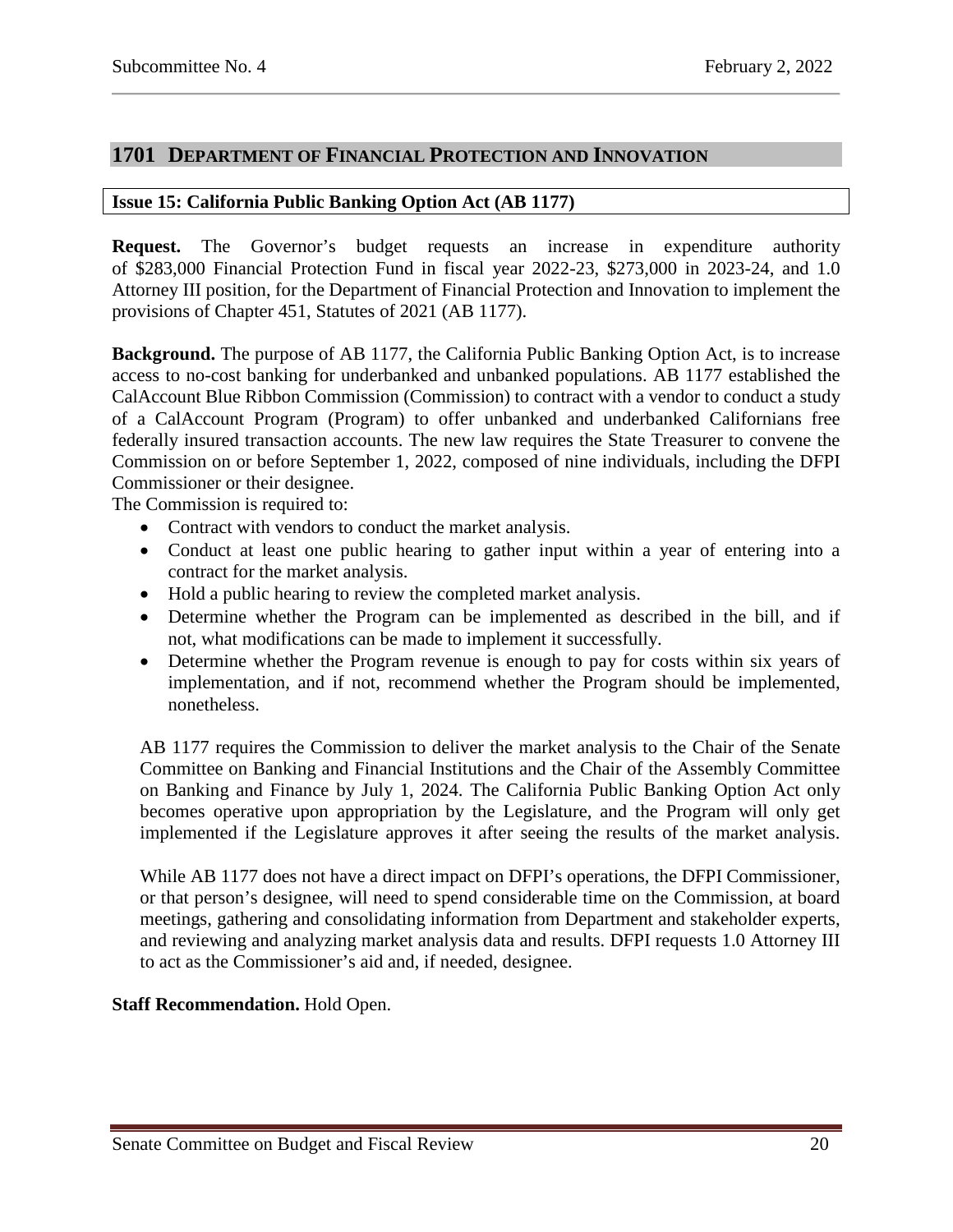## 1701 DEPARTMENT OF FINANCIAL PROTECTION AND INNOVATION

### Issue 15: California Public Banking Option Act (AB 1177)

**Request.** The Governor's budget requests an increase in expenditure authority of $283,000 Financial Protection Fund in fiscal year 2022-23, $273,000 in 2023-24, and 1.0 Attorney III position, for the Department of Financial Protection and Innovation to implement the provisions of Chapter 451, Statutes of 2021 (AB 1177).

**Background.** The purpose of AB 1177, the California Public Banking Option Act, is to increase access to no-cost banking for underbanked and unbanked populations. AB 1177 established the CalAccount Blue Ribbon Commission (Commission) to contract with a vendor to conduct a study of a CalAccount Program (Program) to offer unbanked and underbanked Californians free federally insured transaction accounts. The new law requires the State Treasurer to convene the Commission on or before September 1, 2022, composed of nine individuals, including the DFPI Commissioner or their designee.

The Commission is required to:

- Contract with vendors to conduct the market analysis.
- Conduct at least one public hearing to gather input within a year of entering into a contract for the market analysis.
- Hold a public hearing to review the completed market analysis.
- Determine whether the Program can be implemented as described in the bill, and if not, what modifications can be made to implement it successfully.
- Determine whether the Program revenue is enough to pay for costs within six years of implementation, and if not, recommend whether the Program should be implemented, nonetheless.

AB 1177 requires the Commission to deliver the market analysis to the Chair of the Senate Committee on Banking and Financial Institutions and the Chair of the Assembly Committee on Banking and Finance by July 1, 2024. The California Public Banking Option Act only becomes operative upon appropriation by the Legislature, and the Program will only get implemented if the Legislature approves it after seeing the results of the market analysis.

While AB 1177 does not have a direct impact on DFPI's operations, the DFPI Commissioner, or that person's designee, will need to spend considerable time on the Commission, at board meetings, gathering and consolidating information from Department and stakeholder experts, and reviewing and analyzing market analysis data and results. DFPI requests 1.0 Attorney III to act as the Commissioner's aid and, if needed, designee.

**Staff Recommendation.** Hold Open.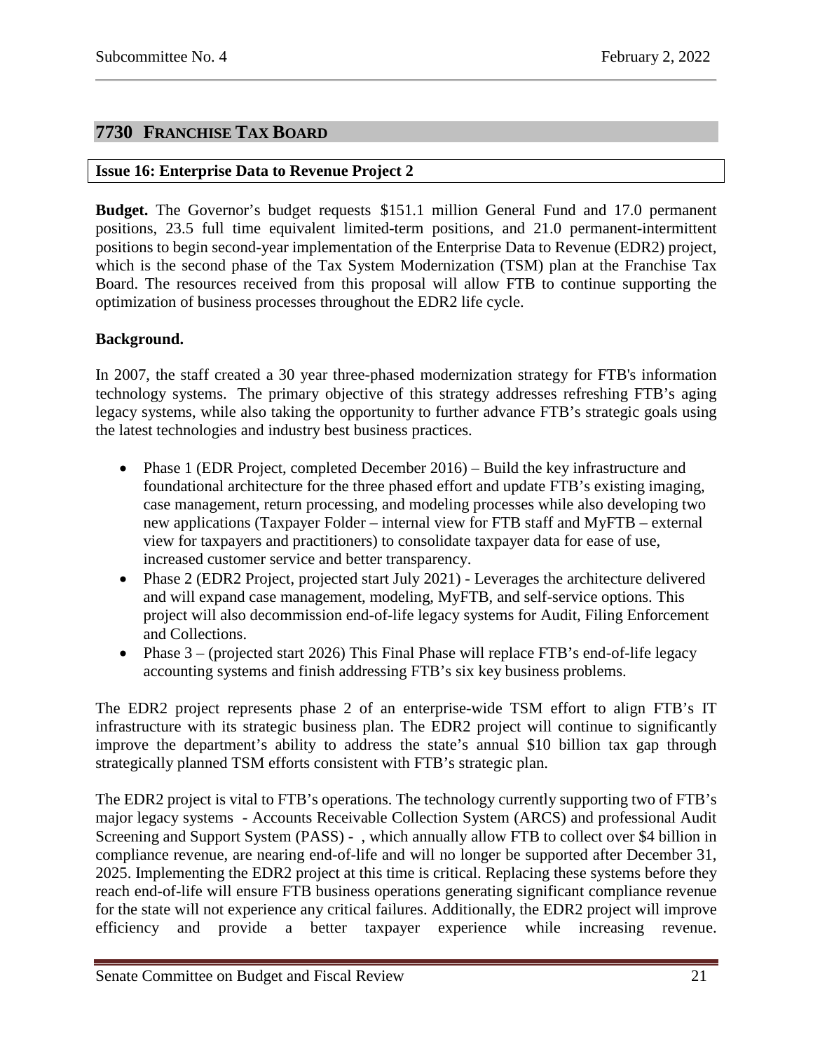## 7730 FRANCHISE TAX BOARD

### Issue 16: Enterprise Data to Revenue Project 2

**Budget.** The Governor's budget requests $151.1 million General Fund and 17.0 permanent positions, 23.5 full time equivalent limited-term positions, and 21.0 permanent-intermittent positions to begin second-year implementation of the Enterprise Data to Revenue (EDR2) project, which is the second phase of the Tax System Modernization (TSM) plan at the Franchise Tax Board. The resources received from this proposal will allow FTB to continue supporting the optimization of business processes throughout the EDR2 life cycle.

**Background.**

In 2007, the staff created a 30 year three-phased modernization strategy for FTB's information technology systems. The primary objective of this strategy addresses refreshing FTB's aging legacy systems, while also taking the opportunity to further advance FTB's strategic goals using the latest technologies and industry best business practices.

- Phase 1 (EDR Project, completed December 2016) – Build the key infrastructure and foundational architecture for the three phased effort and update FTB's existing imaging, case management, return processing, and modeling processes while also developing two new applications (Taxpayer Folder – internal view for FTB staff and MyFTB – external view for taxpayers and practitioners) to consolidate taxpayer data for ease of use, increased customer service and better transparency.
- Phase 2 (EDR2 Project, projected start July 2021) - Leverages the architecture delivered and will expand case management, modeling, MyFTB, and self-service options. This project will also decommission end-of-life legacy systems for Audit, Filing Enforcement and Collections.
- Phase 3 – (projected start 2026) This Final Phase will replace FTB's end-of-life legacy accounting systems and finish addressing FTB's six key business problems.

The EDR2 project represents phase 2 of an enterprise-wide TSM effort to align FTB's IT infrastructure with its strategic business plan. The EDR2 project will continue to significantly improve the department's ability to address the state's annual $10 billion tax gap through strategically planned TSM efforts consistent with FTB's strategic plan.

The EDR2 project is vital to FTB's operations. The technology currently supporting two of FTB's major legacy systems - Accounts Receivable Collection System (ARCS) and professional Audit Screening and Support System (PASS) - , which annually allow FTB to collect over $4 billion in compliance revenue, are nearing end-of-life and will no longer be supported after December 31, 2025. Implementing the EDR2 project at this time is critical. Replacing these systems before they reach end-of-life will ensure FTB business operations generating significant compliance revenue for the state will not experience any critical failures. Additionally, the EDR2 project will improve efficiency and provide a better taxpayer experience while increasing revenue.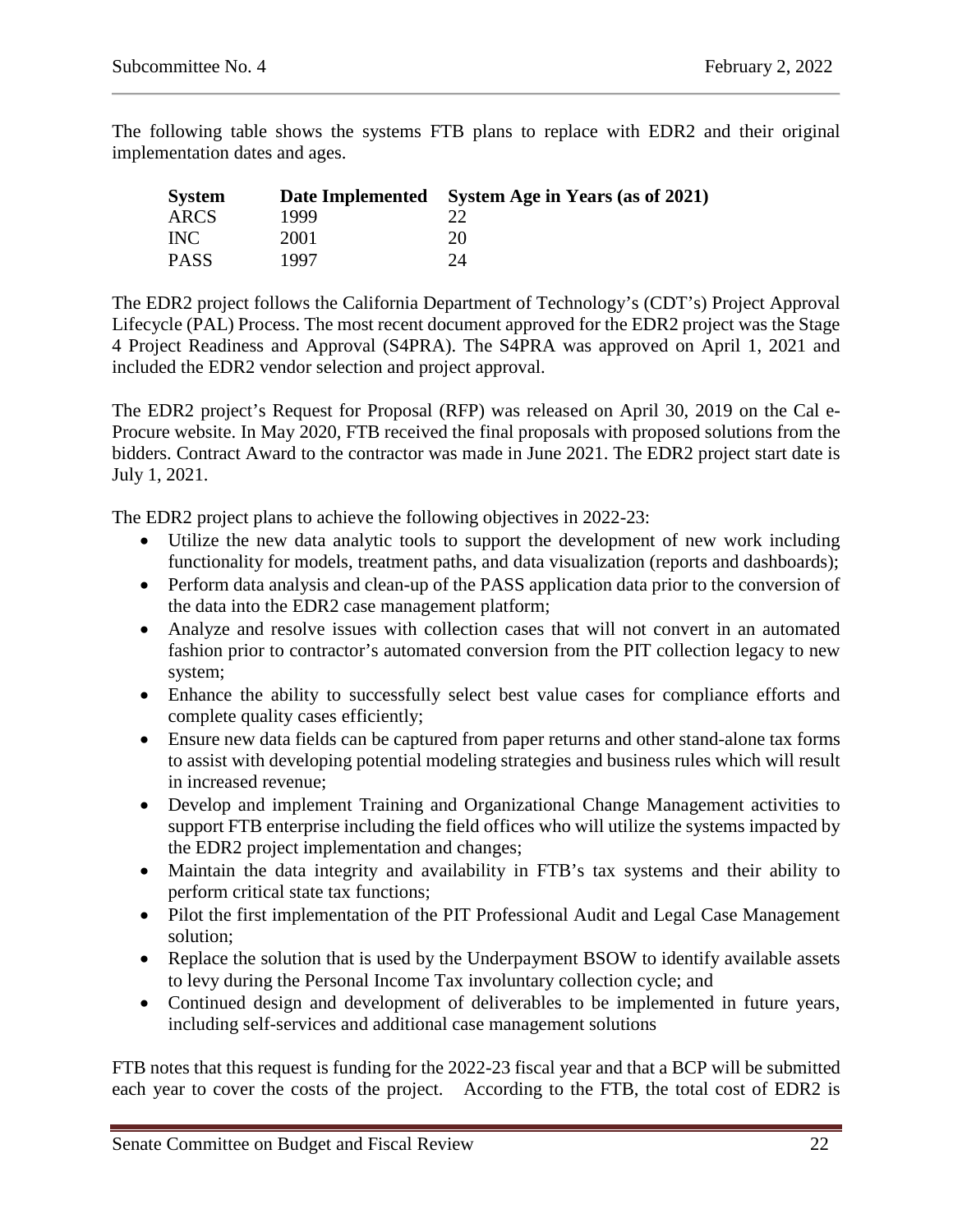The following table shows the systems FTB plans to replace with EDR2 and their original implementation dates and ages.

| System | Date Implemented | System Age in Years (as of 2021) |
|---|---|---|
| ARCS | 1999 | 22 |
| INC | 2001 | 20 |
| PASS | 1997 | 24 |

The EDR2 project follows the California Department of Technology's (CDT's) Project Approval Lifecycle (PAL) Process. The most recent document approved for the EDR2 project was the Stage 4 Project Readiness and Approval (S4PRA). The S4PRA was approved on April 1, 2021 and included the EDR2 vendor selection and project approval.

The EDR2 project's Request for Proposal (RFP) was released on April 30, 2019 on the Cal e-Procure website. In May 2020, FTB received the final proposals with proposed solutions from the bidders. Contract Award to the contractor was made in June 2021. The EDR2 project start date is July 1, 2021.

The EDR2 project plans to achieve the following objectives in 2022-23:

- Utilize the new data analytic tools to support the development of new work including functionality for models, treatment paths, and data visualization (reports and dashboards);
- Perform data analysis and clean-up of the PASS application data prior to the conversion of the data into the EDR2 case management platform;
- Analyze and resolve issues with collection cases that will not convert in an automated fashion prior to contractor's automated conversion from the PIT collection legacy to new system;
- Enhance the ability to successfully select best value cases for compliance efforts and complete quality cases efficiently;
- Ensure new data fields can be captured from paper returns and other stand-alone tax forms to assist with developing potential modeling strategies and business rules which will result in increased revenue;
- Develop and implement Training and Organizational Change Management activities to support FTB enterprise including the field offices who will utilize the systems impacted by the EDR2 project implementation and changes;
- Maintain the data integrity and availability in FTB's tax systems and their ability to perform critical state tax functions;
- Pilot the first implementation of the PIT Professional Audit and Legal Case Management solution;
- Replace the solution that is used by the Underpayment BSOW to identify available assets to levy during the Personal Income Tax involuntary collection cycle; and
- Continued design and development of deliverables to be implemented in future years, including self-services and additional case management solutions

FTB notes that this request is funding for the 2022-23 fiscal year and that a BCP will be submitted each year to cover the costs of the project. According to the FTB, the total cost of EDR2 is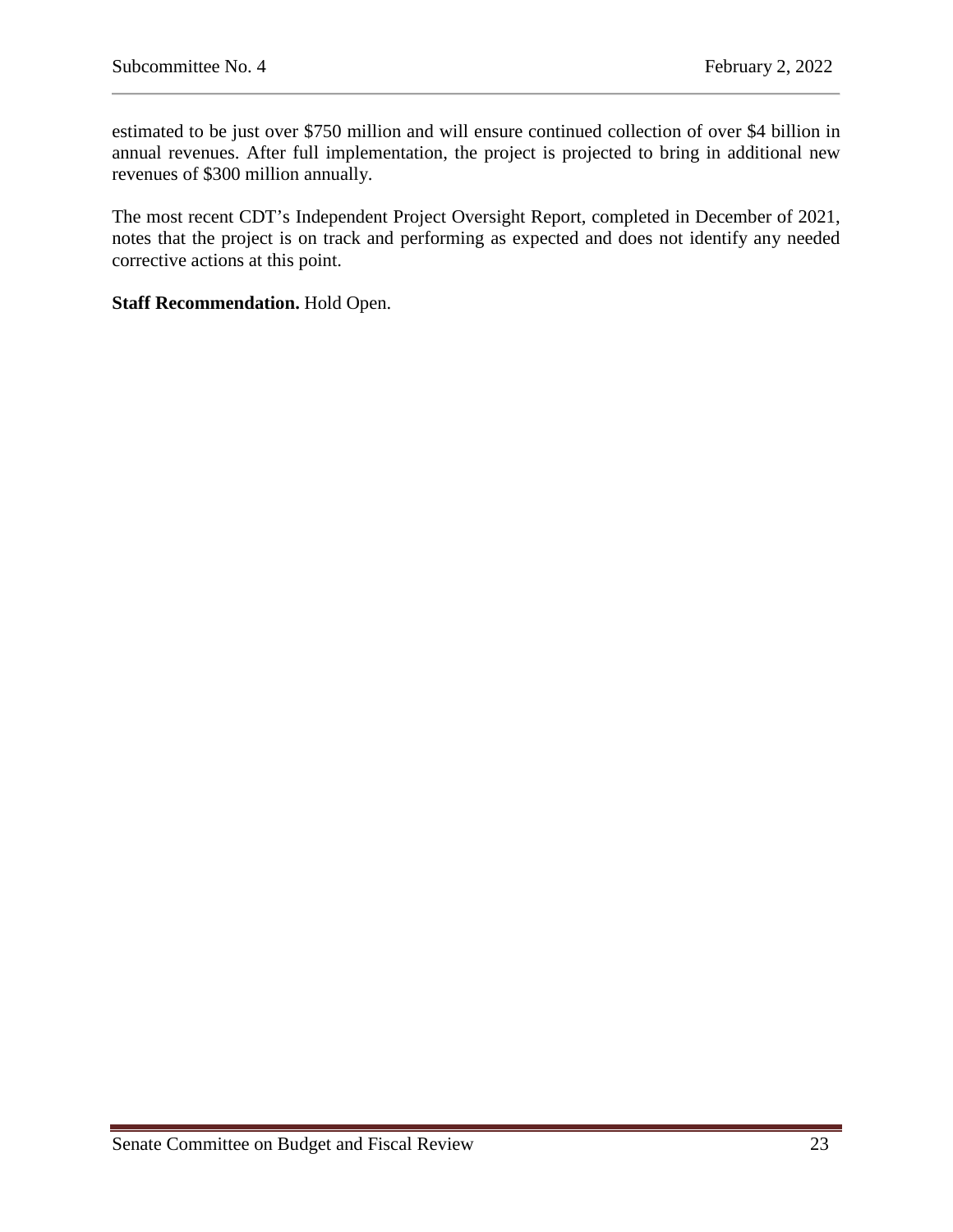estimated to be just over $750 million and will ensure continued collection of over $4 billion in annual revenues. After full implementation, the project is projected to bring in additional new revenues of $300 million annually.

The most recent CDT's Independent Project Oversight Report, completed in December of 2021, notes that the project is on track and performing as expected and does not identify any needed corrective actions at this point.

**Staff Recommendation.** Hold Open.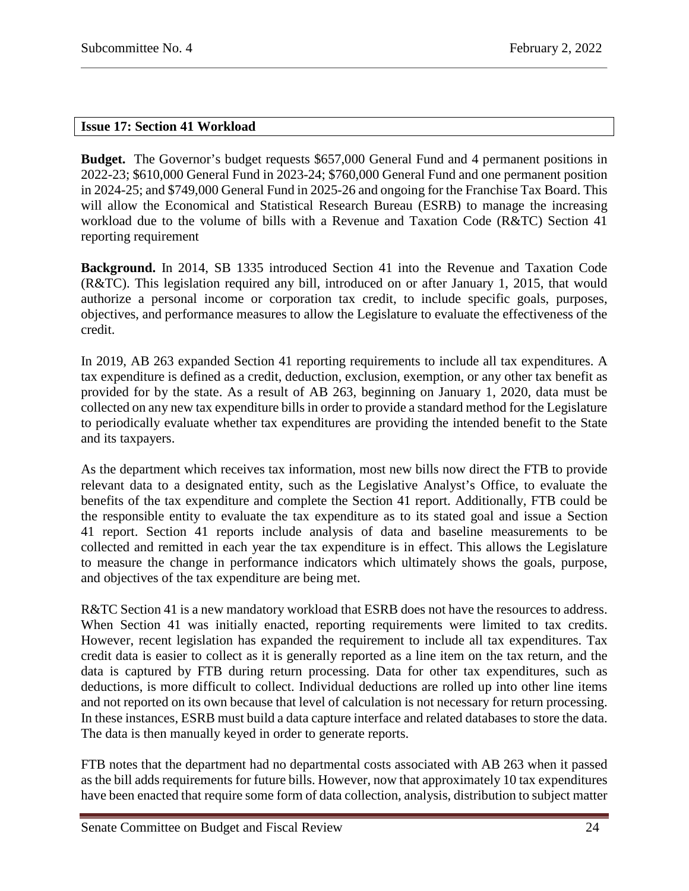## Issue 17: Section 41 Workload

**Budget.** The Governor's budget requests $657,000 General Fund and 4 permanent positions in 2022-23; $610,000 General Fund in 2023-24; $760,000 General Fund and one permanent position in 2024-25; and $749,000 General Fund in 2025-26 and ongoing for the Franchise Tax Board. This will allow the Economical and Statistical Research Bureau (ESRB) to manage the increasing workload due to the volume of bills with a Revenue and Taxation Code (R&TC) Section 41 reporting requirement

**Background.** In 2014, SB 1335 introduced Section 41 into the Revenue and Taxation Code (R&TC). This legislation required any bill, introduced on or after January 1, 2015, that would authorize a personal income or corporation tax credit, to include specific goals, purposes, objectives, and performance measures to allow the Legislature to evaluate the effectiveness of the credit.

In 2019, AB 263 expanded Section 41 reporting requirements to include all tax expenditures. A tax expenditure is defined as a credit, deduction, exclusion, exemption, or any other tax benefit as provided for by the state. As a result of AB 263, beginning on January 1, 2020, data must be collected on any new tax expenditure bills in order to provide a standard method for the Legislature to periodically evaluate whether tax expenditures are providing the intended benefit to the State and its taxpayers.

As the department which receives tax information, most new bills now direct the FTB to provide relevant data to a designated entity, such as the Legislative Analyst's Office, to evaluate the benefits of the tax expenditure and complete the Section 41 report. Additionally, FTB could be the responsible entity to evaluate the tax expenditure as to its stated goal and issue a Section 41 report. Section 41 reports include analysis of data and baseline measurements to be collected and remitted in each year the tax expenditure is in effect. This allows the Legislature to measure the change in performance indicators which ultimately shows the goals, purpose, and objectives of the tax expenditure are being met.

R&TC Section 41 is a new mandatory workload that ESRB does not have the resources to address. When Section 41 was initially enacted, reporting requirements were limited to tax credits. However, recent legislation has expanded the requirement to include all tax expenditures. Tax credit data is easier to collect as it is generally reported as a line item on the tax return, and the data is captured by FTB during return processing. Data for other tax expenditures, such as deductions, is more difficult to collect. Individual deductions are rolled up into other line items and not reported on its own because that level of calculation is not necessary for return processing. In these instances, ESRB must build a data capture interface and related databases to store the data. The data is then manually keyed in order to generate reports.

FTB notes that the department had no departmental costs associated with AB 263 when it passed as the bill adds requirements for future bills. However, now that approximately 10 tax expenditures have been enacted that require some form of data collection, analysis, distribution to subject matter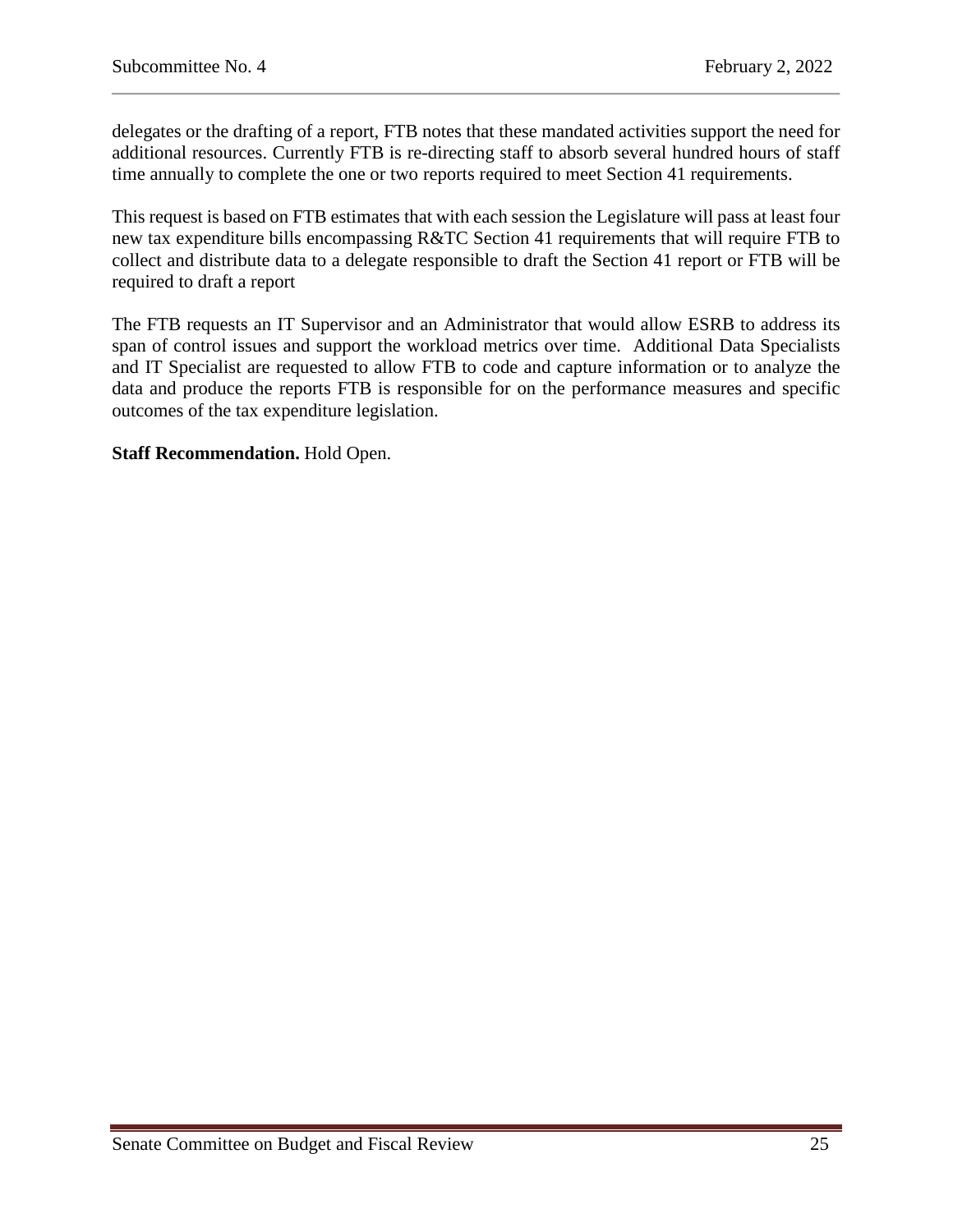delegates or the drafting of a report, FTB notes that these mandated activities support the need for additional resources. Currently FTB is re-directing staff to absorb several hundred hours of staff time annually to complete the one or two reports required to meet Section 41 requirements.

This request is based on FTB estimates that with each session the Legislature will pass at least four new tax expenditure bills encompassing R&TC Section 41 requirements that will require FTB to collect and distribute data to a delegate responsible to draft the Section 41 report or FTB will be required to draft a report

The FTB requests an IT Supervisor and an Administrator that would allow ESRB to address its span of control issues and support the workload metrics over time. Additional Data Specialists and IT Specialist are requested to allow FTB to code and capture information or to analyze the data and produce the reports FTB is responsible for on the performance measures and specific outcomes of the tax expenditure legislation.

**Staff Recommendation.** Hold Open.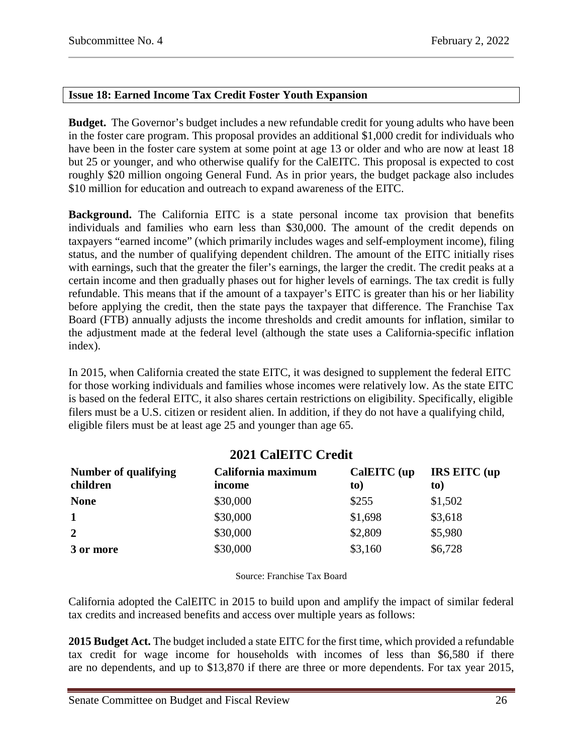## Issue 18: Earned Income Tax Credit Foster Youth Expansion

**Budget.** The Governor's budget includes a new refundable credit for young adults who have been in the foster care program. This proposal provides an additional $1,000 credit for individuals who have been in the foster care system at some point at age 13 or older and who are now at least 18 but 25 or younger, and who otherwise qualify for the CalEITC. This proposal is expected to cost roughly $20 million ongoing General Fund. As in prior years, the budget package also includes $10 million for education and outreach to expand awareness of the EITC.

**Background.** The California EITC is a state personal income tax provision that benefits individuals and families who earn less than $30,000. The amount of the credit depends on taxpayers "earned income" (which primarily includes wages and self-employment income), filing status, and the number of qualifying dependent children. The amount of the EITC initially rises with earnings, such that the greater the filer's earnings, the larger the credit. The credit peaks at a certain income and then gradually phases out for higher levels of earnings. The tax credit is fully refundable. This means that if the amount of a taxpayer's EITC is greater than his or her liability before applying the credit, then the state pays the taxpayer that difference. The Franchise Tax Board (FTB) annually adjusts the income thresholds and credit amounts for inflation, similar to the adjustment made at the federal level (although the state uses a California-specific inflation index).

In 2015, when California created the state EITC, it was designed to supplement the federal EITC for those working individuals and families whose incomes were relatively low. As the state EITC is based on the federal EITC, it also shares certain restrictions on eligibility. Specifically, eligible filers must be a U.S. citizen or resident alien. In addition, if they do not have a qualifying child, eligible filers must be at least age 25 and younger than age 65.

**2021 CalEITC Credit**

| Number of qualifying children | California maximum income | CalEITC (up to) | IRS EITC (up to) |
|---|---|---|---|
| **None** | $30,000 | $255 | $1,502 |
| **1** | $30,000 | $1,698 | $3,618 |
| **2** | $30,000 | $2,809 | $5,980 |
| **3 or more** | $30,000 | $3,160 | $6,728 |

Source: Franchise Tax Board

California adopted the CalEITC in 2015 to build upon and amplify the impact of similar federal tax credits and increased benefits and access over multiple years as follows:

**2015 Budget Act.** The budget included a state EITC for the first time, which provided a refundable tax credit for wage income for households with incomes of less than $6,580 if there are no dependents, and up to $13,870 if there are three or more dependents. For tax year 2015,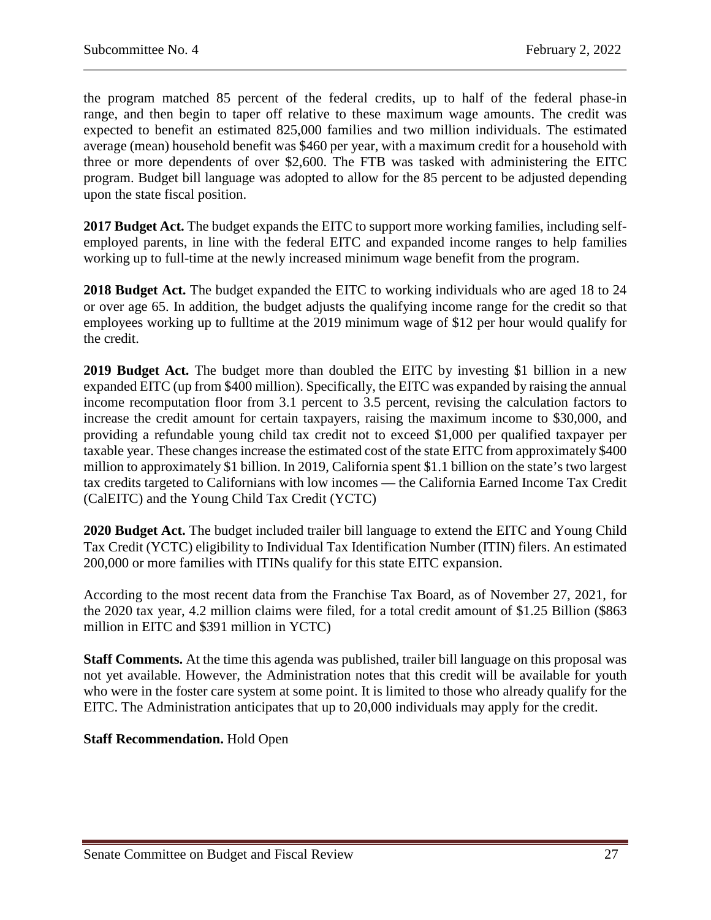the program matched 85 percent of the federal credits, up to half of the federal phase-in range, and then begin to taper off relative to these maximum wage amounts. The credit was expected to benefit an estimated 825,000 families and two million individuals. The estimated average (mean) household benefit was $460 per year, with a maximum credit for a household with three or more dependents of over $2,600. The FTB was tasked with administering the EITC program. Budget bill language was adopted to allow for the 85 percent to be adjusted depending upon the state fiscal position.

**2017 Budget Act.** The budget expands the EITC to support more working families, including self-employed parents, in line with the federal EITC and expanded income ranges to help families working up to full-time at the newly increased minimum wage benefit from the program.

**2018 Budget Act.** The budget expanded the EITC to working individuals who are aged 18 to 24 or over age 65. In addition, the budget adjusts the qualifying income range for the credit so that employees working up to fulltime at the 2019 minimum wage of $12 per hour would qualify for the credit.

**2019 Budget Act.** The budget more than doubled the EITC by investing $1 billion in a new expanded EITC (up from $400 million). Specifically, the EITC was expanded by raising the annual income recomputation floor from 3.1 percent to 3.5 percent, revising the calculation factors to increase the credit amount for certain taxpayers, raising the maximum income to $30,000, and providing a refundable young child tax credit not to exceed $1,000 per qualified taxpayer per taxable year. These changes increase the estimated cost of the state EITC from approximately $400 million to approximately $1 billion. In 2019, California spent $1.1 billion on the state's two largest tax credits targeted to Californians with low incomes — the California Earned Income Tax Credit (CalEITC) and the Young Child Tax Credit (YCTC)

**2020 Budget Act.** The budget included trailer bill language to extend the EITC and Young Child Tax Credit (YCTC) eligibility to Individual Tax Identification Number (ITIN) filers. An estimated 200,000 or more families with ITINs qualify for this state EITC expansion.

According to the most recent data from the Franchise Tax Board, as of November 27, 2021, for the 2020 tax year, 4.2 million claims were filed, for a total credit amount of $1.25 Billion ($863 million in EITC and $391 million in YCTC)

**Staff Comments.** At the time this agenda was published, trailer bill language on this proposal was not yet available. However, the Administration notes that this credit will be available for youth who were in the foster care system at some point. It is limited to those who already qualify for the EITC. The Administration anticipates that up to 20,000 individuals may apply for the credit.

**Staff Recommendation.** Hold Open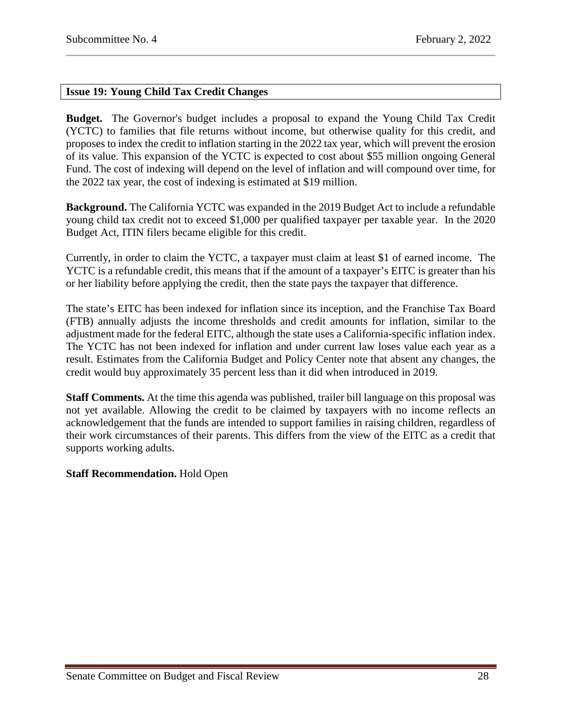### Issue 19: Young Child Tax Credit Changes

**Budget.** The Governor's budget includes a proposal to expand the Young Child Tax Credit (YCTC) to families that file returns without income, but otherwise quality for this credit, and proposes to index the credit to inflation starting in the 2022 tax year, which will prevent the erosion of its value. This expansion of the YCTC is expected to cost about $55 million ongoing General Fund. The cost of indexing will depend on the level of inflation and will compound over time, for the 2022 tax year, the cost of indexing is estimated at $19 million.

**Background.** The California YCTC was expanded in the 2019 Budget Act to include a refundable young child tax credit not to exceed $1,000 per qualified taxpayer per taxable year. In the 2020 Budget Act, ITIN filers became eligible for this credit.

Currently, in order to claim the YCTC, a taxpayer must claim at least $1 of earned income. The YCTC is a refundable credit, this means that if the amount of a taxpayer's EITC is greater than his or her liability before applying the credit, then the state pays the taxpayer that difference.

The state's EITC has been indexed for inflation since its inception, and the Franchise Tax Board (FTB) annually adjusts the income thresholds and credit amounts for inflation, similar to the adjustment made for the federal EITC, although the state uses a California-specific inflation index. The YCTC has not been indexed for inflation and under current law loses value each year as a result. Estimates from the California Budget and Policy Center note that absent any changes, the credit would buy approximately 35 percent less than it did when introduced in 2019.

**Staff Comments.** At the time this agenda was published, trailer bill language on this proposal was not yet available. Allowing the credit to be claimed by taxpayers with no income reflects an acknowledgement that the funds are intended to support families in raising children, regardless of their work circumstances of their parents. This differs from the view of the EITC as a credit that supports working adults.

**Staff Recommendation.** Hold Open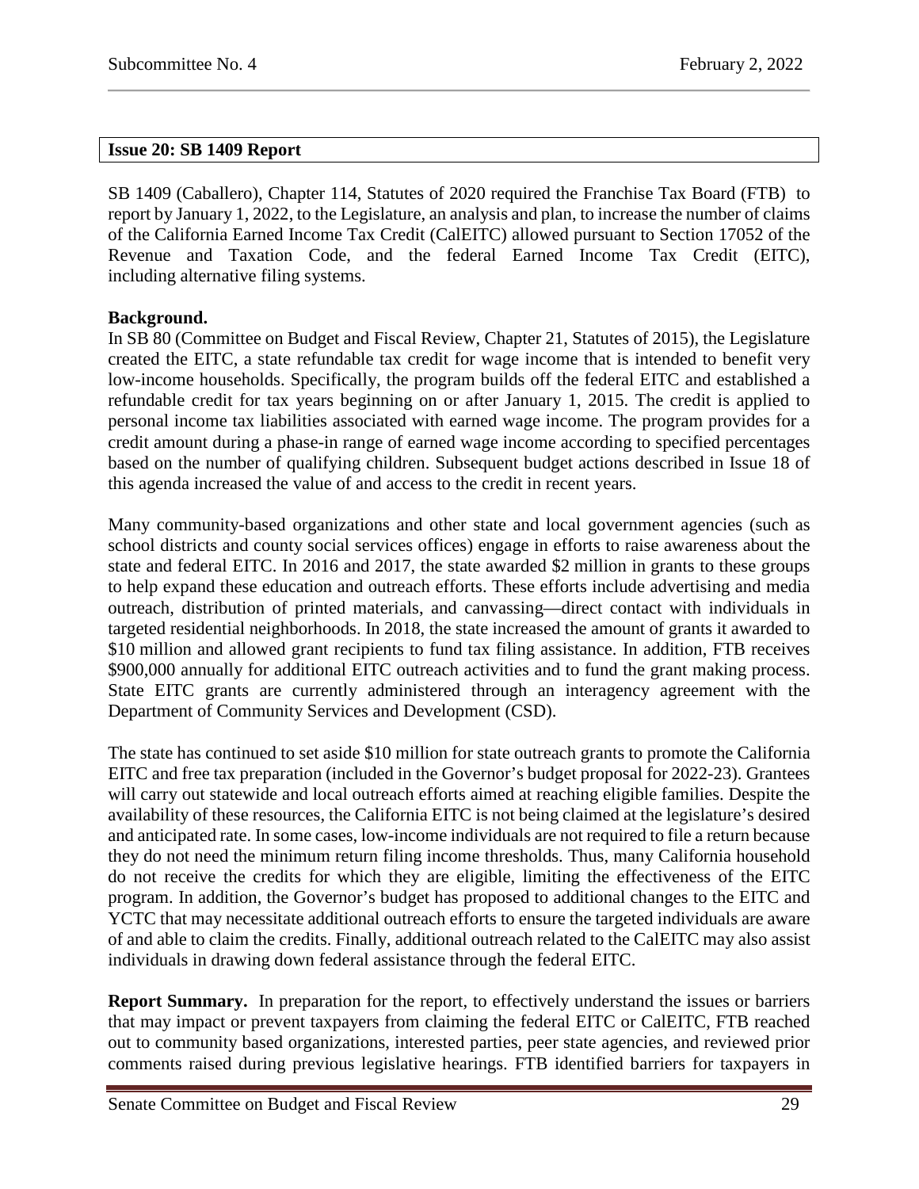**Issue 20: SB 1409 Report**

SB 1409 (Caballero), Chapter 114, Statutes of 2020 required the Franchise Tax Board (FTB) to report by January 1, 2022, to the Legislature, an analysis and plan, to increase the number of claims of the California Earned Income Tax Credit (CalEITC) allowed pursuant to Section 17052 of the Revenue and Taxation Code, and the federal Earned Income Tax Credit (EITC), including alternative filing systems.

**Background.**
In SB 80 (Committee on Budget and Fiscal Review, Chapter 21, Statutes of 2015), the Legislature created the EITC, a state refundable tax credit for wage income that is intended to benefit very low-income households. Specifically, the program builds off the federal EITC and established a refundable credit for tax years beginning on or after January 1, 2015. The credit is applied to personal income tax liabilities associated with earned wage income. The program provides for a credit amount during a phase-in range of earned wage income according to specified percentages based on the number of qualifying children. Subsequent budget actions described in Issue 18 of this agenda increased the value of and access to the credit in recent years.

Many community-based organizations and other state and local government agencies (such as school districts and county social services offices) engage in efforts to raise awareness about the state and federal EITC. In 2016 and 2017, the state awarded $2 million in grants to these groups to help expand these education and outreach efforts. These efforts include advertising and media outreach, distribution of printed materials, and canvassing—direct contact with individuals in targeted residential neighborhoods. In 2018, the state increased the amount of grants it awarded to $10 million and allowed grant recipients to fund tax filing assistance. In addition, FTB receives $900,000 annually for additional EITC outreach activities and to fund the grant making process. State EITC grants are currently administered through an interagency agreement with the Department of Community Services and Development (CSD).

The state has continued to set aside $10 million for state outreach grants to promote the California EITC and free tax preparation (included in the Governor's budget proposal for 2022-23). Grantees will carry out statewide and local outreach efforts aimed at reaching eligible families. Despite the availability of these resources, the California EITC is not being claimed at the legislature's desired and anticipated rate. In some cases, low-income individuals are not required to file a return because they do not need the minimum return filing income thresholds. Thus, many California household do not receive the credits for which they are eligible, limiting the effectiveness of the EITC program. In addition, the Governor's budget has proposed to additional changes to the EITC and YCTC that may necessitate additional outreach efforts to ensure the targeted individuals are aware of and able to claim the credits. Finally, additional outreach related to the CalEITC may also assist individuals in drawing down federal assistance through the federal EITC.

**Report Summary.** In preparation for the report, to effectively understand the issues or barriers that may impact or prevent taxpayers from claiming the federal EITC or CalEITC, FTB reached out to community based organizations, interested parties, peer state agencies, and reviewed prior comments raised during previous legislative hearings. FTB identified barriers for taxpayers in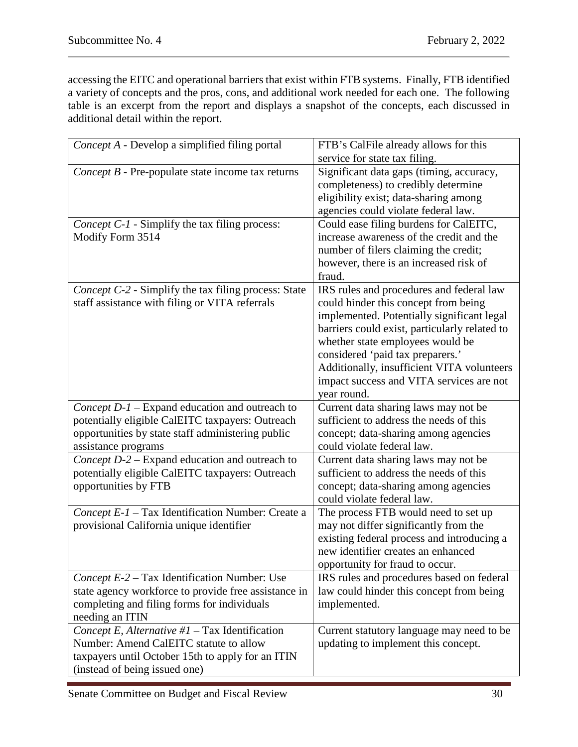accessing the EITC and operational barriers that exist within FTB systems. Finally, FTB identified a variety of concepts and the pros, cons, and additional work needed for each one. The following table is an excerpt from the report and displays a snapshot of the concepts, each discussed in additional detail within the report.

| | |
|---|---|
| *Concept A* - Develop a simplified filing portal | FTB's CalFile already allows for this service for state tax filing. |
| *Concept B* - Pre-populate state income tax returns | Significant data gaps (timing, accuracy, completeness) to credibly determine eligibility exist; data-sharing among agencies could violate federal law. |
| *Concept C-1* - Simplify the tax filing process: Modify Form 3514 | Could ease filing burdens for CalEITC, increase awareness of the credit and the number of filers claiming the credit; however, there is an increased risk of fraud. |
| *Concept C-2* - Simplify the tax filing process: State staff assistance with filing or VITA referrals | IRS rules and procedures and federal law could hinder this concept from being implemented. Potentially significant legal barriers could exist, particularly related to whether state employees would be considered 'paid tax preparers.' Additionally, insufficient VITA volunteers impact success and VITA services are not year round. |
| *Concept D-1* – Expand education and outreach to potentially eligible CalEITC taxpayers: Outreach opportunities by state staff administering public assistance programs | Current data sharing laws may not be sufficient to address the needs of this concept; data-sharing among agencies could violate federal law. |
| *Concept D-2* – Expand education and outreach to potentially eligible CalEITC taxpayers: Outreach opportunities by FTB | Current data sharing laws may not be sufficient to address the needs of this concept; data-sharing among agencies could violate federal law. |
| *Concept E-1* – Tax Identification Number: Create a provisional California unique identifier | The process FTB would need to set up may not differ significantly from the existing federal process and introducing a new identifier creates an enhanced opportunity for fraud to occur. |
| *Concept E-2* – Tax Identification Number: Use state agency workforce to provide free assistance in completing and filing forms for individuals needing an ITIN | IRS rules and procedures based on federal law could hinder this concept from being implemented. |
| *Concept E, Alternative #1* – Tax Identification Number: Amend CalEITC statute to allow taxpayers until October 15th to apply for an ITIN (instead of being issued one) | Current statutory language may need to be updating to implement this concept. |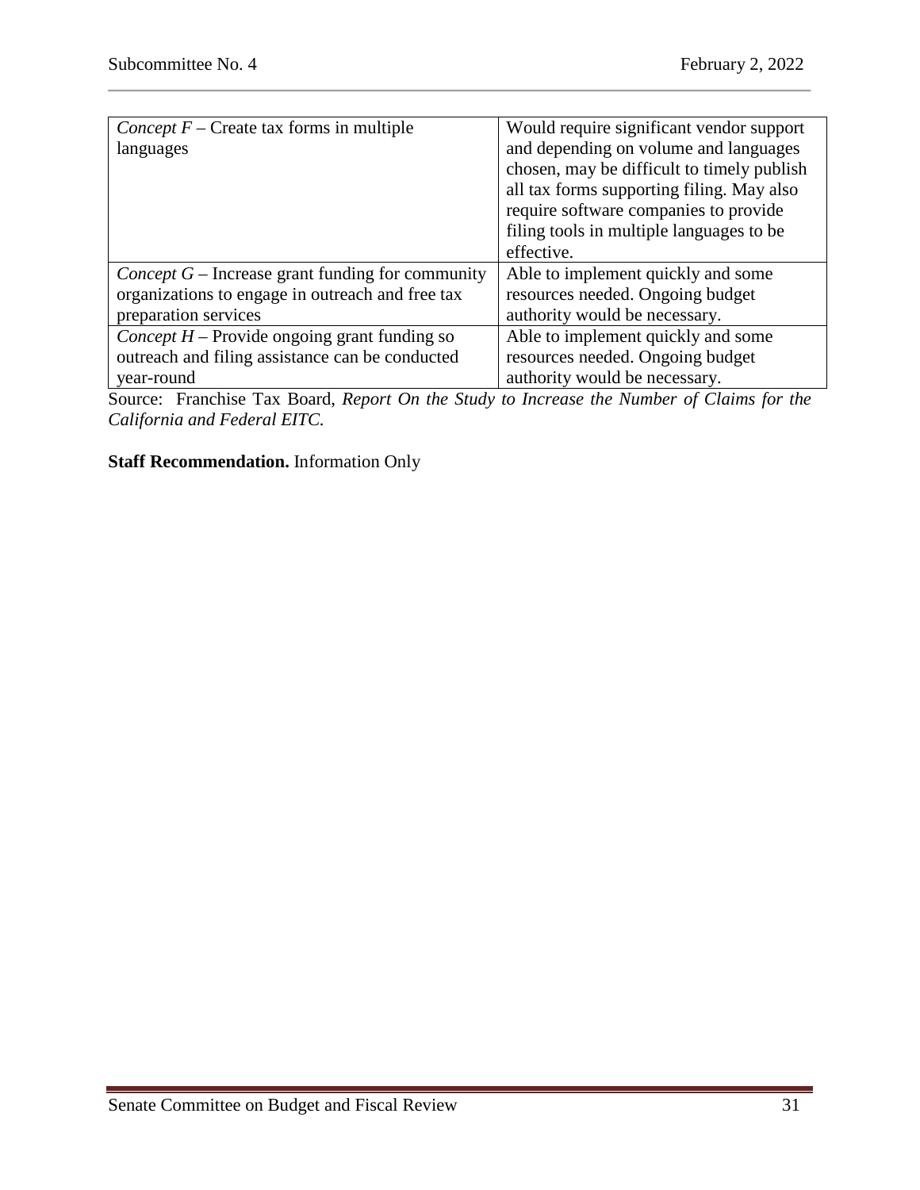| | |
|---|---|
| *Concept F* – Create tax forms in multiple languages | Would require significant vendor support and depending on volume and languages chosen, may be difficult to timely publish all tax forms supporting filing. May also require software companies to provide filing tools in multiple languages to be effective. |
| *Concept G* – Increase grant funding for community organizations to engage in outreach and free tax preparation services | Able to implement quickly and some resources needed. Ongoing budget authority would be necessary. |
| *Concept H* – Provide ongoing grant funding so outreach and filing assistance can be conducted year-round | Able to implement quickly and some resources needed. Ongoing budget authority would be necessary. |

Source: Franchise Tax Board, *Report On the Study to Increase the Number of Claims for the California and Federal EITC.*

**Staff Recommendation.** Information Only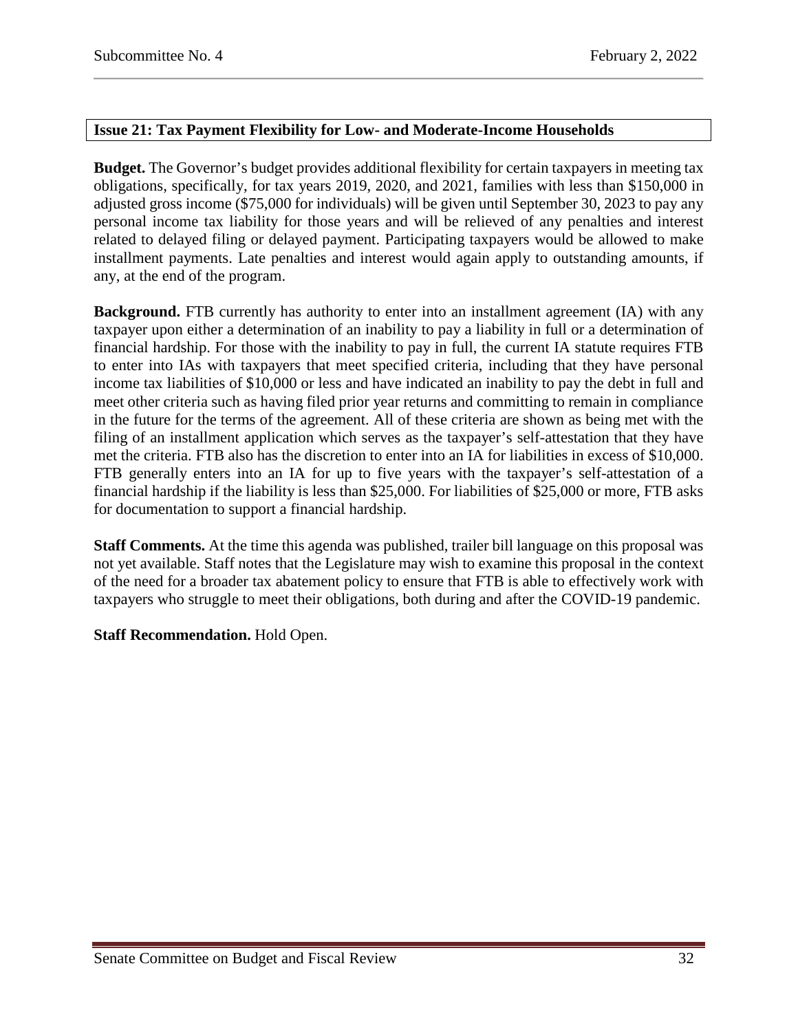### Issue 21: Tax Payment Flexibility for Low- and Moderate-Income Households

**Budget.** The Governor's budget provides additional flexibility for certain taxpayers in meeting tax obligations, specifically, for tax years 2019, 2020, and 2021, families with less than $150,000 in adjusted gross income ($75,000 for individuals) will be given until September 30, 2023 to pay any personal income tax liability for those years and will be relieved of any penalties and interest related to delayed filing or delayed payment. Participating taxpayers would be allowed to make installment payments. Late penalties and interest would again apply to outstanding amounts, if any, at the end of the program.

**Background.** FTB currently has authority to enter into an installment agreement (IA) with any taxpayer upon either a determination of an inability to pay a liability in full or a determination of financial hardship. For those with the inability to pay in full, the current IA statute requires FTB to enter into IAs with taxpayers that meet specified criteria, including that they have personal income tax liabilities of $10,000 or less and have indicated an inability to pay the debt in full and meet other criteria such as having filed prior year returns and committing to remain in compliance in the future for the terms of the agreement. All of these criteria are shown as being met with the filing of an installment application which serves as the taxpayer's self-attestation that they have met the criteria. FTB also has the discretion to enter into an IA for liabilities in excess of $10,000. FTB generally enters into an IA for up to five years with the taxpayer's self-attestation of a financial hardship if the liability is less than $25,000. For liabilities of $25,000 or more, FTB asks for documentation to support a financial hardship.

**Staff Comments.** At the time this agenda was published, trailer bill language on this proposal was not yet available. Staff notes that the Legislature may wish to examine this proposal in the context of the need for a broader tax abatement policy to ensure that FTB is able to effectively work with taxpayers who struggle to meet their obligations, both during and after the COVID-19 pandemic.

**Staff Recommendation.** Hold Open.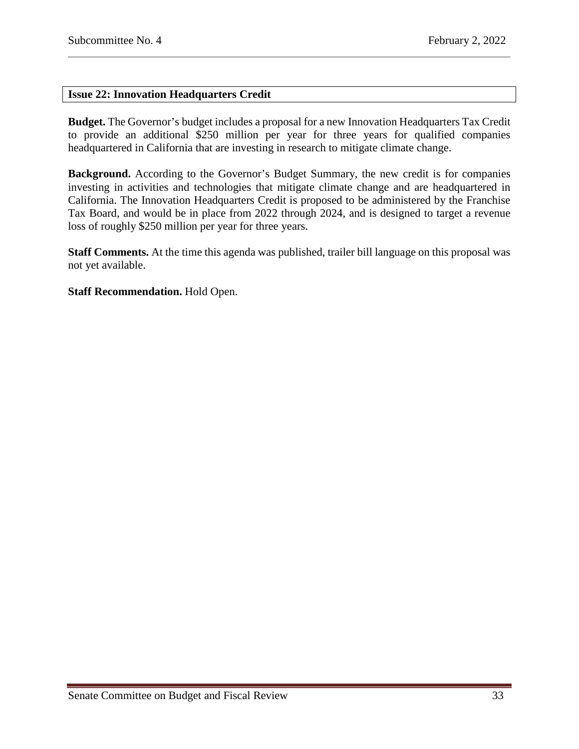### Issue 22: Innovation Headquarters Credit

**Budget.** The Governor's budget includes a proposal for a new Innovation Headquarters Tax Credit to provide an additional $250 million per year for three years for qualified companies headquartered in California that are investing in research to mitigate climate change.

**Background.** According to the Governor's Budget Summary, the new credit is for companies investing in activities and technologies that mitigate climate change and are headquartered in California. The Innovation Headquarters Credit is proposed to be administered by the Franchise Tax Board, and would be in place from 2022 through 2024, and is designed to target a revenue loss of roughly $250 million per year for three years.

**Staff Comments.** At the time this agenda was published, trailer bill language on this proposal was not yet available.

**Staff Recommendation.** Hold Open.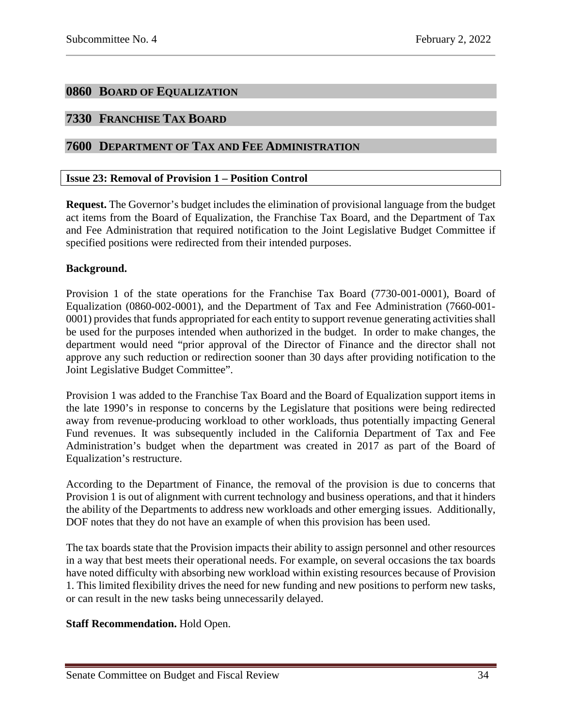## 0860 BOARD OF EQUALIZATION

## 7330 FRANCHISE TAX BOARD

## 7600 DEPARTMENT OF TAX AND FEE ADMINISTRATION

### Issue 23: Removal of Provision 1 – Position Control

**Request.** The Governor's budget includes the elimination of provisional language from the budget act items from the Board of Equalization, the Franchise Tax Board, and the Department of Tax and Fee Administration that required notification to the Joint Legislative Budget Committee if specified positions were redirected from their intended purposes.

**Background.**

Provision 1 of the state operations for the Franchise Tax Board (7730-001-0001), Board of Equalization (0860-002-0001), and the Department of Tax and Fee Administration (7660-001-0001) provides that funds appropriated for each entity to support revenue generating activities shall be used for the purposes intended when authorized in the budget. In order to make changes, the department would need "prior approval of the Director of Finance and the director shall not approve any such reduction or redirection sooner than 30 days after providing notification to the Joint Legislative Budget Committee".

Provision 1 was added to the Franchise Tax Board and the Board of Equalization support items in the late 1990's in response to concerns by the Legislature that positions were being redirected away from revenue-producing workload to other workloads, thus potentially impacting General Fund revenues. It was subsequently included in the California Department of Tax and Fee Administration's budget when the department was created in 2017 as part of the Board of Equalization's restructure.

According to the Department of Finance, the removal of the provision is due to concerns that Provision 1 is out of alignment with current technology and business operations, and that it hinders the ability of the Departments to address new workloads and other emerging issues. Additionally, DOF notes that they do not have an example of when this provision has been used.

The tax boards state that the Provision impacts their ability to assign personnel and other resources in a way that best meets their operational needs. For example, on several occasions the tax boards have noted difficulty with absorbing new workload within existing resources because of Provision 1. This limited flexibility drives the need for new funding and new positions to perform new tasks, or can result in the new tasks being unnecessarily delayed.

**Staff Recommendation.** Hold Open.